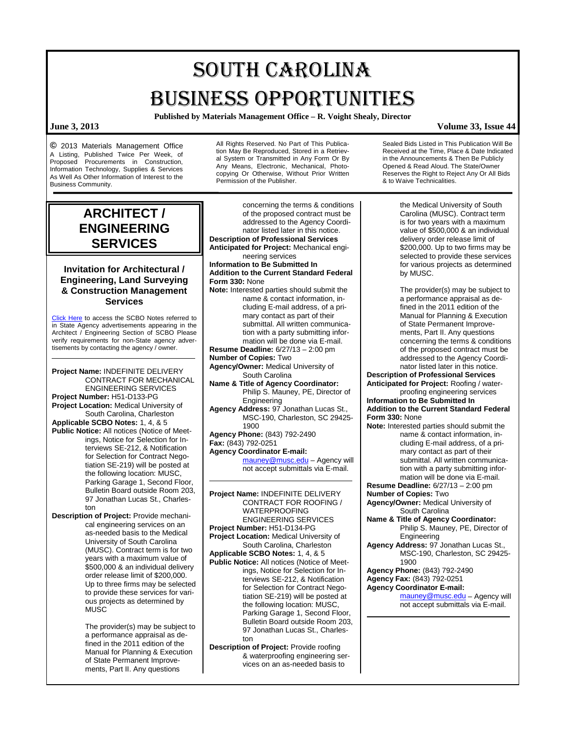# SOUTH CAROLINA BUSINESS OPPORTUNITIES

**Published by Materials Management Office – R. Voight Shealy, Director**

**June 3, 2013** **Volume 33, Issue 44**

© 2013 Materials Management Office A Listing, Published Twice Per Week, of Proposed Procurements in Construction, Information Technology, Supplies & Services As Well As Other Information of Interest to the Business Community.

All Rights Reserved. No Part of This Publication May Be Reproduced, Stored in a Retrieval System or Transmitted in Any Form Or By Any Means, Electronic, Mechanical, Photocopying Or Otherwise, Without Prior Written Permission of the Publisher.

Sealed Bids Listed in This Publication Will Be Received at the Time, Place & Date Indicated in the Announcements & Then Be Publicly Opened & Read Aloud. The State/Owner Reserves the Right to Reject Any Or All Bids & to Waive Technicalities.

## ARCHITECT / ENGINEERING SERVICES

### Invitation for Architectural / Engineering, Land Surveying & Construction Management Services

[Click Here](#) to access the SCBO Notes referred to in State Agency advertisements appearing in the Architect / Engineering Section of SCBO Please verify requirements for non-State agency advertisements by contacting the agency / owner.

---

**Project Name:** INDEFINITE DELIVERY CONTRACT FOR MECHANICAL ENGINEERING SERVICES
**Project Number:** H51-D133-PG
**Project Location:** Medical University of South Carolina, Charleston
**Applicable SCBO Notes:** 1, 4, & 5
**Public Notice:** All notices (Notice of Meetings, Notice for Selection for Interviews SE-212, & Notification for Selection for Contract Negotiation SE-219) will be posted at the following location: MUSC, Parking Garage 1, Second Floor, Bulletin Board outside Room 203, 97 Jonathan Lucas St., Charleston
**Description of Project:** Provide mechanical engineering services on an as-needed basis to the Medical University of South Carolina (MUSC). Contract term is for two years with a maximum value of $500,000 & an individual delivery order release limit of $200,000. Up to three firms may be selected to provide these services for various projects as determined by MUSC

The provider(s) may be subject to a performance appraisal as defined in the 2011 edition of the Manual for Planning & Execution of State Permanent Improvements, Part II. Any questions concerning the terms & conditions of the proposed contract must be addressed to the Agency Coordinator listed later in this notice.

**Description of Professional Services Anticipated for Project:** Mechanical engineering services
**Information to Be Submitted In Addition to the Current Standard Federal Form 330:** None
**Note:** Interested parties should submit the name & contact information, including E-mail address, of a primary contact as part of their submittal. All written communication with a party submitting information will be done via E-mail.
**Resume Deadline:** 6/27/13 – 2:00 pm
**Number of Copies:** Two
**Agency/Owner:** Medical University of South Carolina
**Name & Title of Agency Coordinator:** Philip S. Mauney, PE, Director of Engineering
**Agency Address:** 97 Jonathan Lucas St., MSC-190, Charleston, SC 29425-1900
**Agency Phone:** (843) 792-2490
**Fax:** (843) 792-0251
**Agency Coordinator E-mail:** mauney@musc.edu – Agency will not accept submittals via E-mail.

---

**Project Name:** INDEFINITE DELIVERY CONTRACT FOR ROOFING / WATERPROOFING ENGINEERING SERVICES
**Project Number:** H51-D134-PG
**Project Location:** Medical University of South Carolina, Charleston
**Applicable SCBO Notes:** 1, 4, & 5
**Public Notice:** All notices (Notice of Meetings, Notice for Selection for Interviews SE-212, & Notification for Selection for Contract Negotiation SE-219) will be posted at the following location: MUSC, Parking Garage 1, Second Floor, Bulletin Board outside Room 203, 97 Jonathan Lucas St., Charleston
**Description of Project:** Provide roofing & waterproofing engineering services on an as-needed basis to the Medical University of South Carolina (MUSC). Contract term is for two years with a maximum value of $500,000 & an individual delivery order release limit of $200,000. Up to two firms may be selected to provide these services for various projects as determined by MUSC.

The provider(s) may be subject to a performance appraisal as defined in the 2011 edition of the Manual for Planning & Execution of State Permanent Improvements, Part II. Any questions concerning the terms & conditions of the proposed contract must be addressed to the Agency Coordinator listed later in this notice.

**Description of Professional Services Anticipated for Project:** Roofing / waterproofing engineering services
**Information to Be Submitted In Addition to the Current Standard Federal Form 330:** None
**Note:** Interested parties should submit the name & contact information, including E-mail address, of a primary contact as part of their submittal. All written communication with a party submitting information will be done via E-mail.
**Resume Deadline:** 6/27/13 – 2:00 pm
**Number of Copies:** Two
**Agency/Owner:** Medical University of South Carolina
**Name & Title of Agency Coordinator:** Philip S. Mauney, PE, Director of Engineering
**Agency Address:** 97 Jonathan Lucas St., MSC-190, Charleston, SC 29425-1900
**Agency Phone:** (843) 792-2490
**Agency Fax:** (843) 792-0251
**Agency Coordinator E-mail:** mauney@musc.edu – Agency will not accept submittals via E-mail.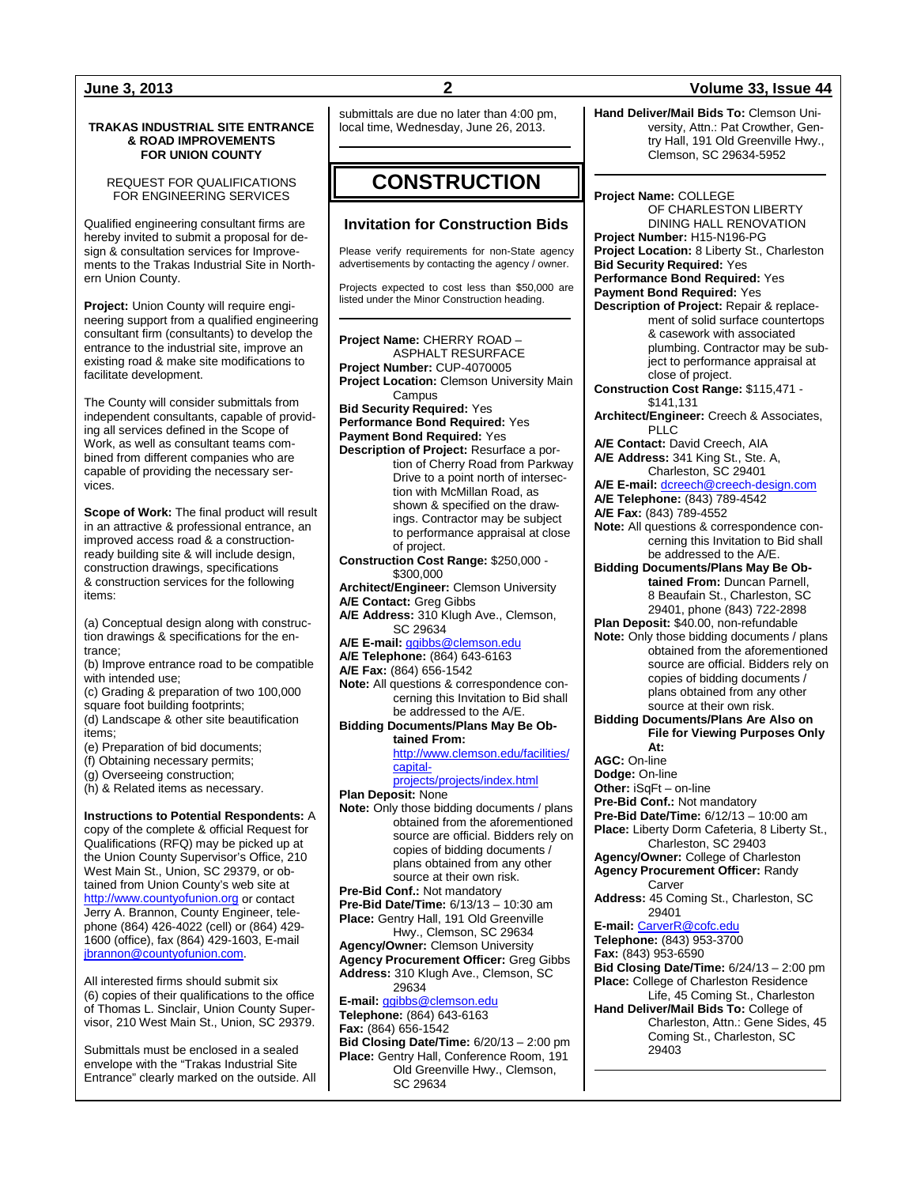**TRAKAS INDUSTRIAL SITE ENTRANCE & ROAD IMPROVEMENTS FOR UNION COUNTY**

REQUEST FOR QUALIFICATIONS FOR ENGINEERING SERVICES

Qualified engineering consultant firms are hereby invited to submit a proposal for design & consultation services for Improvements to the Trakas Industrial Site in Northern Union County.

**Project:** Union County will require engineering support from a qualified engineering consultant firm (consultants) to develop the entrance to the industrial site, improve an existing road & make site modifications to facilitate development.

The County will consider submittals from independent consultants, capable of providing all services defined in the Scope of Work, as well as consultant teams combined from different companies who are capable of providing the necessary services.

**Scope of Work:** The final product will result in an attractive & professional entrance, an improved access road & a construction-ready building site & will include design, construction drawings, specifications & construction services for the following items:

(a) Conceptual design along with construction drawings & specifications for the entrance;
(b) Improve entrance road to be compatible with intended use;
(c) Grading & preparation of two 100,000 square foot building footprints;
(d) Landscape & other site beautification items;
(e) Preparation of bid documents;
(f) Obtaining necessary permits;
(g) Overseeing construction;
(h) & Related items as necessary.

**Instructions to Potential Respondents:** A copy of the complete & official Request for Qualifications (RFQ) may be picked up at the Union County Supervisor's Office, 210 West Main St., Union, SC 29379, or obtained from Union County's web site at http://www.countyofunion.org or contact Jerry A. Brannon, County Engineer, telephone (864) 426-4022 (cell) or (864) 429-1600 (office), fax (864) 429-1603, E-mail jbrannon@countyofunion.com.

All interested firms should submit six (6) copies of their qualifications to the office of Thomas L. Sinclair, Union County Supervisor, 210 West Main St., Union, SC 29379.

Submittals must be enclosed in a sealed envelope with the "Trakas Industrial Site Entrance" clearly marked on the outside. All submittals are due no later than 4:00 pm, local time, Wednesday, June 26, 2013.

# CONSTRUCTION

## Invitation for Construction Bids

Please verify requirements for non-State agency advertisements by contacting the agency / owner.

Projects expected to cost less than $50,000 are listed under the Minor Construction heading.

**Project Name:** CHERRY ROAD – ASPHALT RESURFACE
**Project Number:** CUP-4070005
**Project Location:** Clemson University Main Campus
**Bid Security Required:** Yes
**Performance Bond Required:** Yes
**Payment Bond Required:** Yes
**Description of Project:** Resurface a portion of Cherry Road from Parkway Drive to a point north of intersection with McMillan Road, as shown & specified on the drawings. Contractor may be subject to performance appraisal at close of project.
**Construction Cost Range:** $250,000 - $300,000
**Architect/Engineer:** Clemson University
**A/E Contact:** Greg Gibbs
**A/E Address:** 310 Klugh Ave., Clemson, SC 29634
**A/E E-mail:** ggibbs@clemson.edu
**A/E Telephone:** (864) 643-6163
**A/E Fax:** (864) 656-1542
**Note:** All questions & correspondence concerning this Invitation to Bid shall be addressed to the A/E.
**Bidding Documents/Plans May Be Obtained From:** http://www.clemson.edu/facilities/capital-projects/projects/index.html
**Plan Deposit:** None
**Note:** Only those bidding documents / plans obtained from the aforementioned source are official. Bidders rely on copies of bidding documents / plans obtained from any other source at their own risk.
**Pre-Bid Conf.:** Not mandatory
**Pre-Bid Date/Time:** 6/13/13 – 10:30 am
**Place:** Gentry Hall, 191 Old Greenville Hwy., Clemson, SC 29634
**Agency/Owner:** Clemson University
**Agency Procurement Officer:** Greg Gibbs
**Address:** 310 Klugh Ave., Clemson, SC 29634
**E-mail:** ggibbs@clemson.edu
**Telephone:** (864) 643-6163
**Fax:** (864) 656-1542
**Bid Closing Date/Time:** 6/20/13 – 2:00 pm
**Place:** Gentry Hall, Conference Room, 191 Old Greenville Hwy., Clemson, SC 29634
**Hand Deliver/Mail Bids To:** Clemson University, Attn.: Pat Crowther, Gentry Hall, 191 Old Greenville Hwy., Clemson, SC 29634-5952

---

**Project Name:** COLLEGE OF CHARLESTON LIBERTY DINING HALL RENOVATION
**Project Number:** H15-N196-PG
**Project Location:** 8 Liberty St., Charleston
**Bid Security Required:** Yes
**Performance Bond Required:** Yes
**Payment Bond Required:** Yes
**Description of Project:** Repair & replacement of solid surface countertops & casework with associated plumbing. Contractor may be subject to performance appraisal at close of project.
**Construction Cost Range:** $115,471 - $141,131
**Architect/Engineer:** Creech & Associates, PLLC
**A/E Contact:** David Creech, AIA
**A/E Address:** 341 King St., Ste. A, Charleston, SC 29401
**A/E E-mail:** dcreech@creech-design.com
**A/E Telephone:** (843) 789-4542
**A/E Fax:** (843) 789-4552
**Note:** All questions & correspondence concerning this Invitation to Bid shall be addressed to the A/E.
**Bidding Documents/Plans May Be Obtained From:** Duncan Parnell, 8 Beaufain St., Charleston, SC 29401, phone (843) 722-2898
**Plan Deposit:** $40.00, non-refundable
**Note:** Only those bidding documents / plans obtained from the aforementioned source are official. Bidders rely on copies of bidding documents / plans obtained from any other source at their own risk.
**Bidding Documents/Plans Are Also on File for Viewing Purposes Only At:**
**AGC:** On-line
**Dodge:** On-line
**Other:** iSqFt – on-line
**Pre-Bid Conf.:** Not mandatory
**Pre-Bid Date/Time:** 6/12/13 – 10:00 am
**Place:** Liberty Dorm Cafeteria, 8 Liberty St., Charleston, SC 29403
**Agency/Owner:** College of Charleston
**Agency Procurement Officer:** Randy Carver
**Address:** 45 Coming St., Charleston, SC 29401
**E-mail:** CarverR@cofc.edu
**Telephone:** (843) 953-3700
**Fax:** (843) 953-6590
**Bid Closing Date/Time:** 6/24/13 – 2:00 pm
**Place:** College of Charleston Residence Life, 45 Coming St., Charleston
**Hand Deliver/Mail Bids To:** College of Charleston, Attn.: Gene Sides, 45 Coming St., Charleston, SC 29403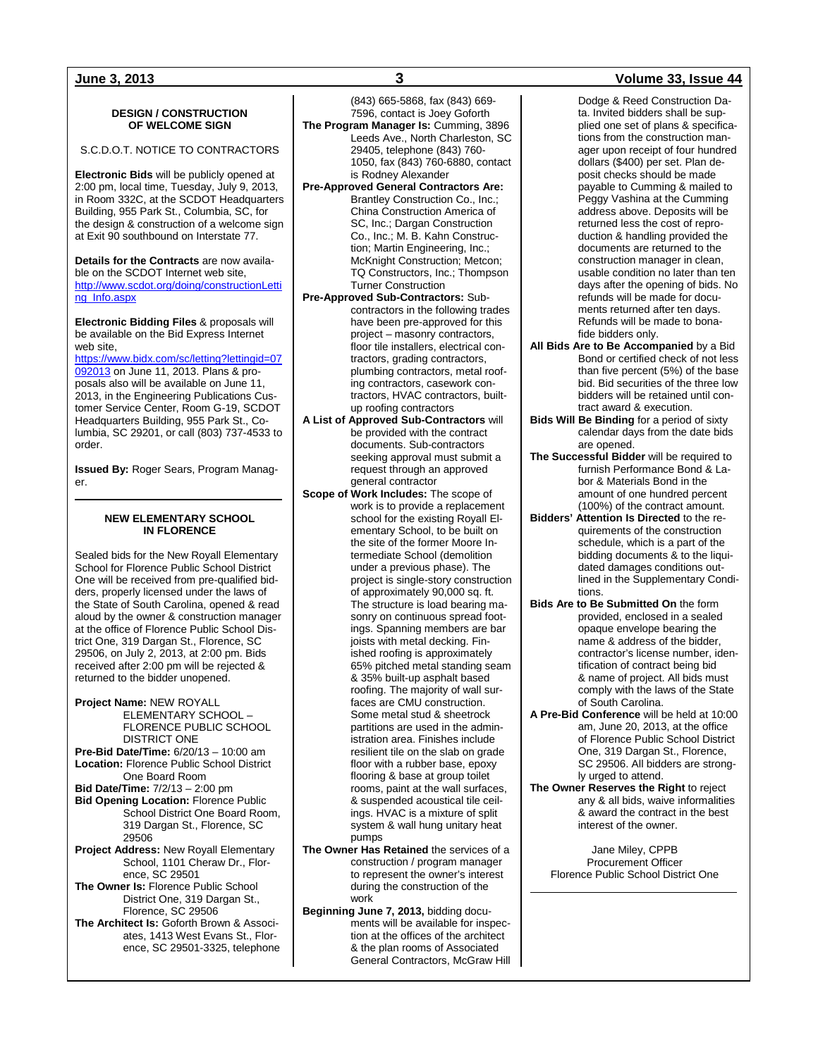## DESIGN / CONSTRUCTION OF WELCOME SIGN

S.C.D.O.T. NOTICE TO CONTRACTORS

**Electronic Bids** will be publicly opened at 2:00 pm, local time, Tuesday, July 9, 2013, in Room 332C, at the SCDOT Headquarters Building, 955 Park St., Columbia, SC, for the design & construction of a welcome sign at Exit 90 southbound on Interstate 77.

**Details for the Contracts** are now available on the SCDOT Internet web site, http://www.scdot.org/doing/constructionLetting_Info.aspx

**Electronic Bidding Files** & proposals will be available on the Bid Express Internet web site, https://www.bidx.com/sc/letting?lettingid=07092013 on June 11, 2013. Plans & proposals also will be available on June 11, 2013, in the Engineering Publications Customer Service Center, Room G-19, SCDOT Headquarters Building, 955 Park St., Columbia, SC 29201, or call (803) 737-4533 to order.

**Issued By:** Roger Sears, Program Manager.

## NEW ELEMENTARY SCHOOL IN FLORENCE

Sealed bids for the New Royall Elementary School for Florence Public School District One will be received from pre-qualified bidders, properly licensed under the laws of the State of South Carolina, opened & read aloud by the owner & construction manager at the office of Florence Public School District One, 319 Dargan St., Florence, SC 29506, on July 2, 2013, at 2:00 pm. Bids received after 2:00 pm will be rejected & returned to the bidder unopened.

**Project Name:** NEW ROYALL ELEMENTARY SCHOOL – FLORENCE PUBLIC SCHOOL DISTRICT ONE

**Pre-Bid Date/Time:** 6/20/13 – 10:00 am

**Location:** Florence Public School District One Board Room

**Bid Date/Time:** 7/2/13 – 2:00 pm

**Bid Opening Location:** Florence Public School District One Board Room, 319 Dargan St., Florence, SC 29506

**Project Address:** New Royall Elementary School, 1101 Cheraw Dr., Florence, SC 29501

**The Owner Is:** Florence Public School District One, 319 Dargan St., Florence, SC 29506

**The Architect Is:** Goforth Brown & Associates, 1413 West Evans St., Florence, SC 29501-3325, telephone (843) 665-5868, fax (843) 669-7596, contact is Joey Goforth

**The Program Manager Is:** Cumming, 3896 Leeds Ave., North Charleston, SC 29405, telephone (843) 760-1050, fax (843) 760-6880, contact is Rodney Alexander

**Pre-Approved General Contractors Are:** Brantley Construction Co., Inc.; China Construction America of SC, Inc.; Dargan Construction Co., Inc.; M. B. Kahn Construction; Martin Engineering, Inc.; McKnight Construction; Metcon; TQ Constructors, Inc.; Thompson Turner Construction

**Pre-Approved Sub-Contractors:** Sub-contractors in the following trades have been pre-approved for this project – masonry contractors, floor tile installers, electrical contractors, grading contractors, plumbing contractors, metal roofing contractors, casework contractors, HVAC contractors, built-up roofing contractors

**A List of Approved Sub-Contractors** will be provided with the contract documents. Sub-contractors seeking approval must submit a request through an approved general contractor

**Scope of Work Includes:** The scope of work is to provide a replacement school for the existing Royall Elementary School, to be built on the site of the former Moore Intermediate School (demolition under a previous phase). The project is single-story construction of approximately 90,000 sq. ft. The structure is load bearing masonry on continuous spread footings. Spanning members are bar joists with metal decking. Finished roofing is approximately 65% pitched metal standing seam & 35% built-up asphalt based roofing. The majority of wall surfaces are CMU construction. Some metal stud & sheetrock partitions are used in the administration area. Finishes include resilient tile on the slab on grade floor with a rubber base, epoxy flooring & base at group toilet rooms, paint at the wall surfaces, & suspended acoustical tile ceilings. HVAC is a mixture of split system & wall hung unitary heat pumps

**The Owner Has Retained** the services of a construction / program manager to represent the owner's interest during the construction of the work

**Beginning June 7, 2013,** bidding documents will be available for inspection at the offices of the architect & the plan rooms of Associated General Contractors, McGraw Hill Dodge & Reed Construction Data. Invited bidders shall be supplied one set of plans & specifications from the construction manager upon receipt of four hundred dollars ($400) per set. Plan deposit checks should be made payable to Cumming & mailed to Peggy Vashina at the Cumming address above. Deposits will be returned less the cost of reproduction & handling provided the documents are returned to the construction manager in clean, usable condition no later than ten days after the opening of bids. No refunds will be made for documents returned after ten days. Refunds will be made to bona-fide bidders only.

**All Bids Are to Be Accompanied** by a Bid Bond or certified check of not less than five percent (5%) of the base bid. Bid securities of the three low bidders will be retained until contract award & execution.

**Bids Will Be Binding** for a period of sixty calendar days from the date bids are opened.

**The Successful Bidder** will be required to furnish Performance Bond & Labor & Materials Bond in the amount of one hundred percent (100%) of the contract amount.

**Bidders' Attention Is Directed** to the requirements of the construction schedule, which is a part of the bidding documents & to the liquidated damages conditions outlined in the Supplementary Conditions.

**Bids Are to Be Submitted On** the form provided, enclosed in a sealed opaque envelope bearing the name & address of the bidder, contractor's license number, identification of contract being bid & name of project. All bids must comply with the laws of the State of South Carolina.

**A Pre-Bid Conference** will be held at 10:00 am, June 20, 2013, at the office of Florence Public School District One, 319 Dargan St., Florence, SC 29506. All bidders are strongly urged to attend.

**The Owner Reserves the Right** to reject any & all bids, waive informalities & award the contract in the best interest of the owner.

Jane Miley, CPPB
Procurement Officer
Florence Public School District One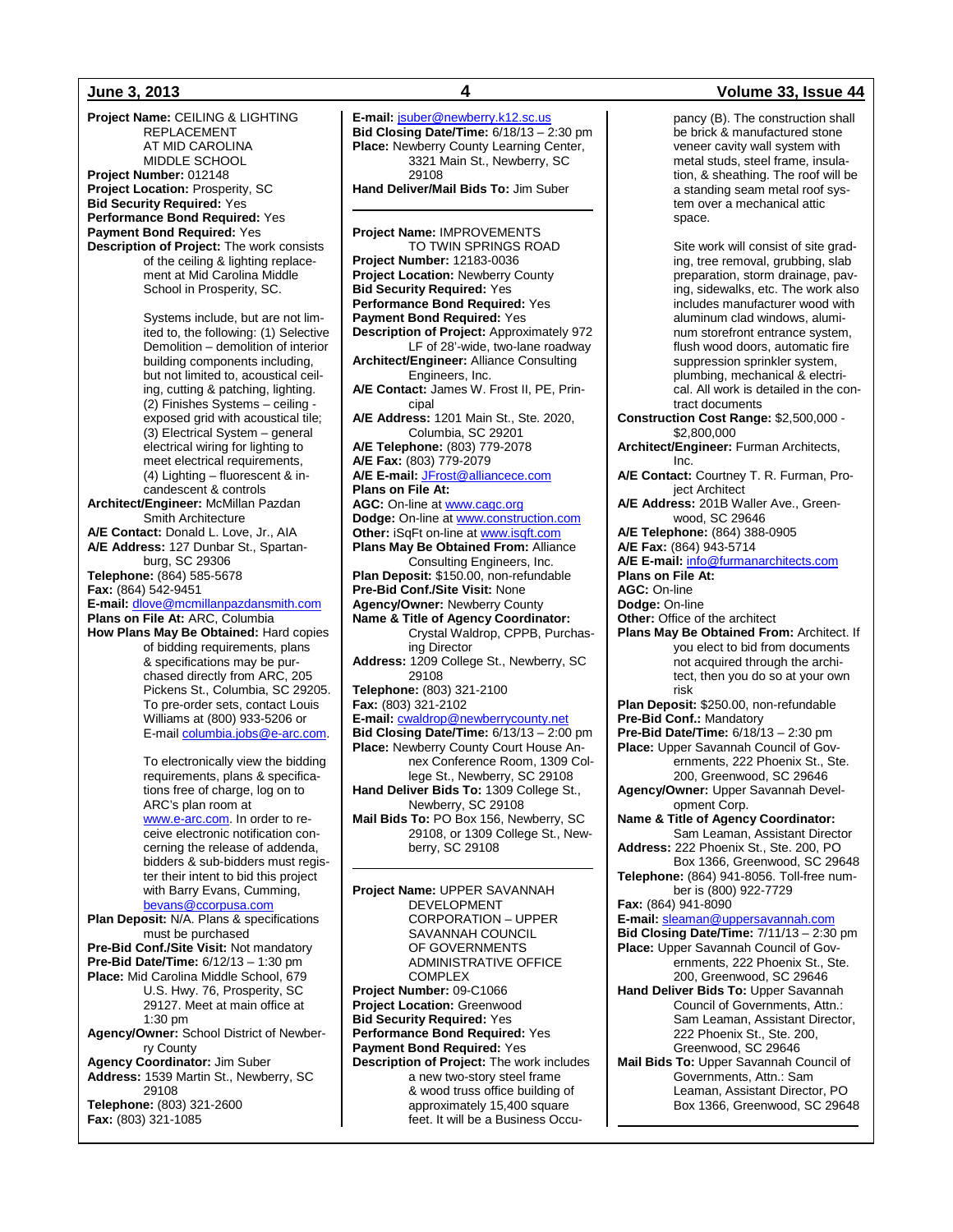**Project Name:** CEILING & LIGHTING REPLACEMENT AT MID CAROLINA MIDDLE SCHOOL
**Project Number:** 012148
**Project Location:** Prosperity, SC
**Bid Security Required:** Yes
**Performance Bond Required:** Yes
**Payment Bond Required:** Yes
**Description of Project:** The work consists of the ceiling & lighting replacement at Mid Carolina Middle School in Prosperity, SC.

Systems include, but are not limited to, the following: (1) Selective Demolition – demolition of interior building components including, but not limited to, acoustical ceiling, cutting & patching, lighting. (2) Finishes Systems – ceiling - exposed grid with acoustical tile; (3) Electrical System – general electrical wiring for lighting to meet electrical requirements, (4) Lighting – fluorescent & incandescent & controls

**Architect/Engineer:** McMillan Pazdan Smith Architecture
**A/E Contact:** Donald L. Love, Jr., AIA
**A/E Address:** 127 Dunbar St., Spartanburg, SC 29306
**Telephone:** (864) 585-5678
**Fax:** (864) 542-9451
**E-mail:** dlove@mcmillanpazdansmith.com
**Plans on File At:** ARC, Columbia
**How Plans May Be Obtained:** Hard copies of bidding requirements, plans & specifications may be purchased directly from ARC, 205 Pickens St., Columbia, SC 29205. To pre-order sets, contact Louis Williams at (800) 933-5206 or E-mail columbia.jobs@e-arc.com.

To electronically view the bidding requirements, plans & specifications free of charge, log on to ARC's plan room at www.e-arc.com. In order to receive electronic notification concerning the release of addenda, bidders & sub-bidders must register their intent to bid this project with Barry Evans, Cumming, bevans@ccorpusa.com

**Plan Deposit:** N/A. Plans & specifications must be purchased
**Pre-Bid Conf./Site Visit:** Not mandatory
**Pre-Bid Date/Time:** 6/12/13 – 1:30 pm
**Place:** Mid Carolina Middle School, 679 U.S. Hwy. 76, Prosperity, SC 29127. Meet at main office at 1:30 pm
**Agency/Owner:** School District of Newberry County
**Agency Coordinator:** Jim Suber
**Address:** 1539 Martin St., Newberry, SC 29108
**Telephone:** (803) 321-2600
**Fax:** (803) 321-1085
**E-mail:** jsuber@newberry.k12.sc.us
**Bid Closing Date/Time:** 6/18/13 – 2:30 pm
**Place:** Newberry County Learning Center, 3321 Main St., Newberry, SC 29108
**Hand Deliver/Mail Bids To:** Jim Suber

---

**Project Name:** IMPROVEMENTS TO TWIN SPRINGS ROAD
**Project Number:** 12183-0036
**Project Location:** Newberry County
**Bid Security Required:** Yes
**Performance Bond Required:** Yes
**Payment Bond Required:** Yes
**Description of Project:** Approximately 972 LF of 28'-wide, two-lane roadway
**Architect/Engineer:** Alliance Consulting Engineers, Inc.
**A/E Contact:** James W. Frost II, PE, Principal
**A/E Address:** 1201 Main St., Ste. 2020, Columbia, SC 29201
**A/E Telephone:** (803) 779-2078
**A/E Fax:** (803) 779-2079
**A/E E-mail:** JFrost@alliancece.com
**Plans on File At:**
**AGC:** On-line at www.cagc.org
**Dodge:** On-line at www.construction.com
**Other:** iSqFt on-line at www.isqft.com
**Plans May Be Obtained From:** Alliance Consulting Engineers, Inc.
**Plan Deposit:** $150.00, non-refundable
**Pre-Bid Conf./Site Visit:** None
**Agency/Owner:** Newberry County
**Name & Title of Agency Coordinator:** Crystal Waldrop, CPPB, Purchasing Director
**Address:** 1209 College St., Newberry, SC 29108
**Telephone:** (803) 321-2100
**Fax:** (803) 321-2102
**E-mail:** cwaldrop@newberrycounty.net
**Bid Closing Date/Time:** 6/13/13 – 2:00 pm
**Place:** Newberry County Court House Annex Conference Room, 1309 College St., Newberry, SC 29108
**Hand Deliver Bids To:** 1309 College St., Newberry, SC 29108
**Mail Bids To:** PO Box 156, Newberry, SC 29108, or 1309 College St., Newberry, SC 29108

---

**Project Name:** UPPER SAVANNAH DEVELOPMENT CORPORATION – UPPER SAVANNAH COUNCIL OF GOVERNMENTS ADMINISTRATIVE OFFICE COMPLEX
**Project Number:** 09-C1066
**Project Location:** Greenwood
**Bid Security Required:** Yes
**Performance Bond Required:** Yes
**Payment Bond Required:** Yes
**Description of Project:** The work includes a new two-story steel frame & wood truss office building of approximately 15,400 square feet. It will be a Business Occupancy (B). The construction shall be brick & manufactured stone veneer cavity wall system with metal studs, steel frame, insulation, & sheathing. The roof will be a standing seam metal roof system over a mechanical attic space.

Site work will consist of site grading, tree removal, grubbing, slab preparation, storm drainage, paving, sidewalks, etc. The work also includes manufacturer wood with aluminum clad windows, aluminum storefront entrance system, flush wood doors, automatic fire suppression sprinkler system, plumbing, mechanical & electrical. All work is detailed in the contract documents

**Construction Cost Range:** $2,500,000 - $2,800,000
**Architect/Engineer:** Furman Architects, Inc.
**A/E Contact:** Courtney T. R. Furman, Project Architect
**A/E Address:** 201B Waller Ave., Greenwood, SC 29646
**A/E Telephone:** (864) 388-0905
**A/E Fax:** (864) 943-5714
**A/E E-mail:** info@furmanarchitects.com
**Plans on File At:**
**AGC:** On-line
**Dodge:** On-line
**Other:** Office of the architect
**Plans May Be Obtained From:** Architect. If you elect to bid from documents not acquired through the architect, then you do so at your own risk
**Plan Deposit:** $250.00, non-refundable
**Pre-Bid Conf.:** Mandatory
**Pre-Bid Date/Time:** 6/18/13 – 2:30 pm
**Place:** Upper Savannah Council of Governments, 222 Phoenix St., Ste. 200, Greenwood, SC 29646
**Agency/Owner:** Upper Savannah Development Corp.
**Name & Title of Agency Coordinator:** Sam Leaman, Assistant Director
**Address:** 222 Phoenix St., Ste. 200, PO Box 1366, Greenwood, SC 29648
**Telephone:** (864) 941-8056. Toll-free number is (800) 922-7729
**Fax:** (864) 941-8090
**E-mail:** sleaman@uppersavannah.com
**Bid Closing Date/Time:** 7/11/13 – 2:30 pm
**Place:** Upper Savannah Council of Governments, 222 Phoenix St., Ste. 200, Greenwood, SC 29646
**Hand Deliver Bids To:** Upper Savannah Council of Governments, Attn.: Sam Leaman, Assistant Director, 222 Phoenix St., Ste. 200, Greenwood, SC 29646
**Mail Bids To:** Upper Savannah Council of Governments, Attn.: Sam Leaman, Assistant Director, PO Box 1366, Greenwood, SC 29648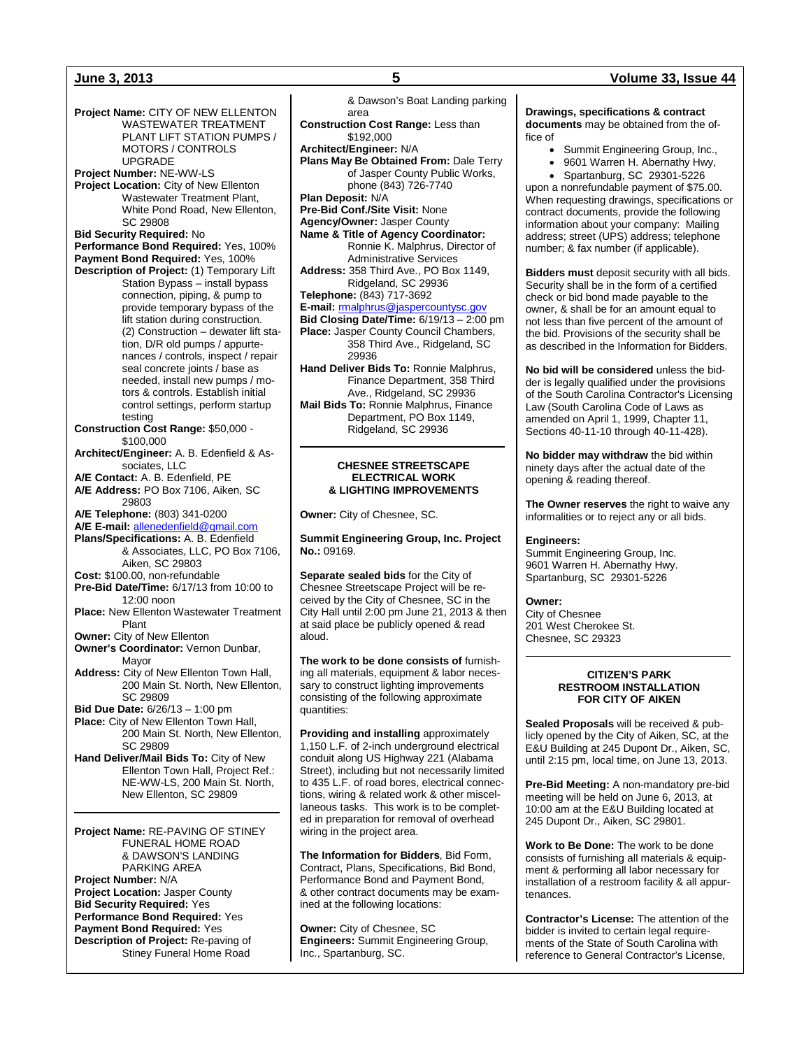**Project Name:** CITY OF NEW ELLENTON WASTEWATER TREATMENT PLANT LIFT STATION PUMPS / MOTORS / CONTROLS UPGRADE
**Project Number:** NE-WW-LS
**Project Location:** City of New Ellenton Wastewater Treatment Plant, White Pond Road, New Ellenton, SC 29808
**Bid Security Required:** No
**Performance Bond Required:** Yes, 100%
**Payment Bond Required:** Yes, 100%
**Description of Project:** (1) Temporary Lift Station Bypass – install bypass connection, piping, & pump to provide temporary bypass of the lift station during construction. (2) Construction – dewater lift station, D/R old pumps / appurtenances / controls, inspect / repair seal concrete joints / base as needed, install new pumps / motors & controls. Establish initial control settings, perform startup testing
**Construction Cost Range:** $50,000 - $100,000
**Architect/Engineer:** A. B. Edenfield & Associates, LLC
**A/E Contact:** A. B. Edenfield, PE
**A/E Address:** PO Box 7106, Aiken, SC 29803
**A/E Telephone:** (803) 341-0200
**A/E E-mail:** allenedenfield@gmail.com
**Plans/Specifications:** A. B. Edenfield & Associates, LLC, PO Box 7106, Aiken, SC 29803
**Cost:** $100.00, non-refundable
**Pre-Bid Date/Time:** 6/17/13 from 10:00 to 12:00 noon
**Place:** New Ellenton Wastewater Treatment Plant
**Owner:** City of New Ellenton
**Owner's Coordinator:** Vernon Dunbar, Mayor
**Address:** City of New Ellenton Town Hall, 200 Main St. North, New Ellenton, SC 29809
**Bid Due Date:** 6/26/13 – 1:00 pm
**Place:** City of New Ellenton Town Hall, 200 Main St. North, New Ellenton, SC 29809
**Hand Deliver/Mail Bids To:** City of New Ellenton Town Hall, Project Ref.: NE-WW-LS, 200 Main St. North, New Ellenton, SC 29809

---

**Project Name:** RE-PAVING OF STINEY FUNERAL HOME ROAD & DAWSON'S LANDING PARKING AREA
**Project Number:** N/A
**Project Location:** Jasper County
**Bid Security Required:** Yes
**Performance Bond Required:** Yes
**Payment Bond Required:** Yes
**Description of Project:** Re-paving of Stiney Funeral Home Road & Dawson's Boat Landing parking area
**Construction Cost Range:** Less than $192,000
**Architect/Engineer:** N/A
**Plans May Be Obtained From:** Dale Terry of Jasper County Public Works, phone (843) 726-7740
**Plan Deposit:** N/A
**Pre-Bid Conf./Site Visit:** None
**Agency/Owner:** Jasper County
**Name & Title of Agency Coordinator:** Ronnie K. Malphrus, Director of Administrative Services
**Address:** 358 Third Ave., PO Box 1149, Ridgeland, SC 29936
**Telephone:** (843) 717-3692
**E-mail:** rmalphrus@jaspercountysc.gov
**Bid Closing Date/Time:** 6/19/13 – 2:00 pm
**Place:** Jasper County Council Chambers, 358 Third Ave., Ridgeland, SC 29936
**Hand Deliver Bids To:** Ronnie Malphrus, Finance Department, 358 Third Ave., Ridgeland, SC 29936
**Mail Bids To:** Ronnie Malphrus, Finance Department, PO Box 1149, Ridgeland, SC 29936

---

## CHESNEE STREETSCAPE ELECTRICAL WORK & LIGHTING IMPROVEMENTS

**Owner:** City of Chesnee, SC.

**Summit Engineering Group, Inc. Project No.:** 09169.

**Separate sealed bids** for the City of Chesnee Streetscape Project will be received by the City of Chesnee, SC in the City Hall until 2:00 pm June 21, 2013 & then at said place be publicly opened & read aloud.

**The work to be done consists of** furnishing all materials, equipment & labor necessary to construct lighting improvements consisting of the following approximate quantities:

**Providing and installing** approximately 1,150 L.F. of 2-inch underground electrical conduit along US Highway 221 (Alabama Street), including but not necessarily limited to 435 L.F. of road bores, electrical connections, wiring & related work & other miscellaneous tasks. This work is to be completed in preparation for removal of overhead wiring in the project area.

**The Information for Bidders**, Bid Form, Contract, Plans, Specifications, Bid Bond, Performance Bond and Payment Bond, & other contract documents may be examined at the following locations:

**Owner:** City of Chesnee, SC
**Engineers:** Summit Engineering Group, Inc., Spartanburg, SC.

**Drawings, specifications & contract documents** may be obtained from the office of

- Summit Engineering Group, Inc.,
- 9601 Warren H. Abernathy Hwy,
- Spartanburg, SC 29301-5226

upon a nonrefundable payment of $75.00. When requesting drawings, specifications or contract documents, provide the following information about your company: Mailing address; street (UPS) address; telephone number; & fax number (if applicable).

**Bidders must** deposit security with all bids. Security shall be in the form of a certified check or bid bond made payable to the owner, & shall be for an amount equal to not less than five percent of the amount of the bid. Provisions of the security shall be as described in the Information for Bidders.

**No bid will be considered** unless the bidder is legally qualified under the provisions of the South Carolina Contractor's Licensing Law (South Carolina Code of Laws as amended on April 1, 1999, Chapter 11, Sections 40-11-10 through 40-11-428).

**No bidder may withdraw** the bid within ninety days after the actual date of the opening & reading thereof.

**The Owner reserves** the right to waive any informalities or to reject any or all bids.

**Engineers:**
Summit Engineering Group, Inc.
9601 Warren H. Abernathy Hwy.
Spartanburg, SC 29301-5226

**Owner:**
City of Chesnee
201 West Cherokee St.
Chesnee, SC 29323

---

## CITIZEN'S PARK RESTROOM INSTALLATION FOR CITY OF AIKEN

**Sealed Proposals** will be received & publicly opened by the City of Aiken, SC, at the E&U Building at 245 Dupont Dr., Aiken, SC, until 2:15 pm, local time, on June 13, 2013.

**Pre-Bid Meeting:** A non-mandatory pre-bid meeting will be held on June 6, 2013, at 10:00 am at the E&U Building located at 245 Dupont Dr., Aiken, SC 29801.

**Work to Be Done:** The work to be done consists of furnishing all materials & equipment & performing all labor necessary for installation of a restroom facility & all appurtenances.

**Contractor's License:** The attention of the bidder is invited to certain legal requirements of the State of South Carolina with reference to General Contractor's License,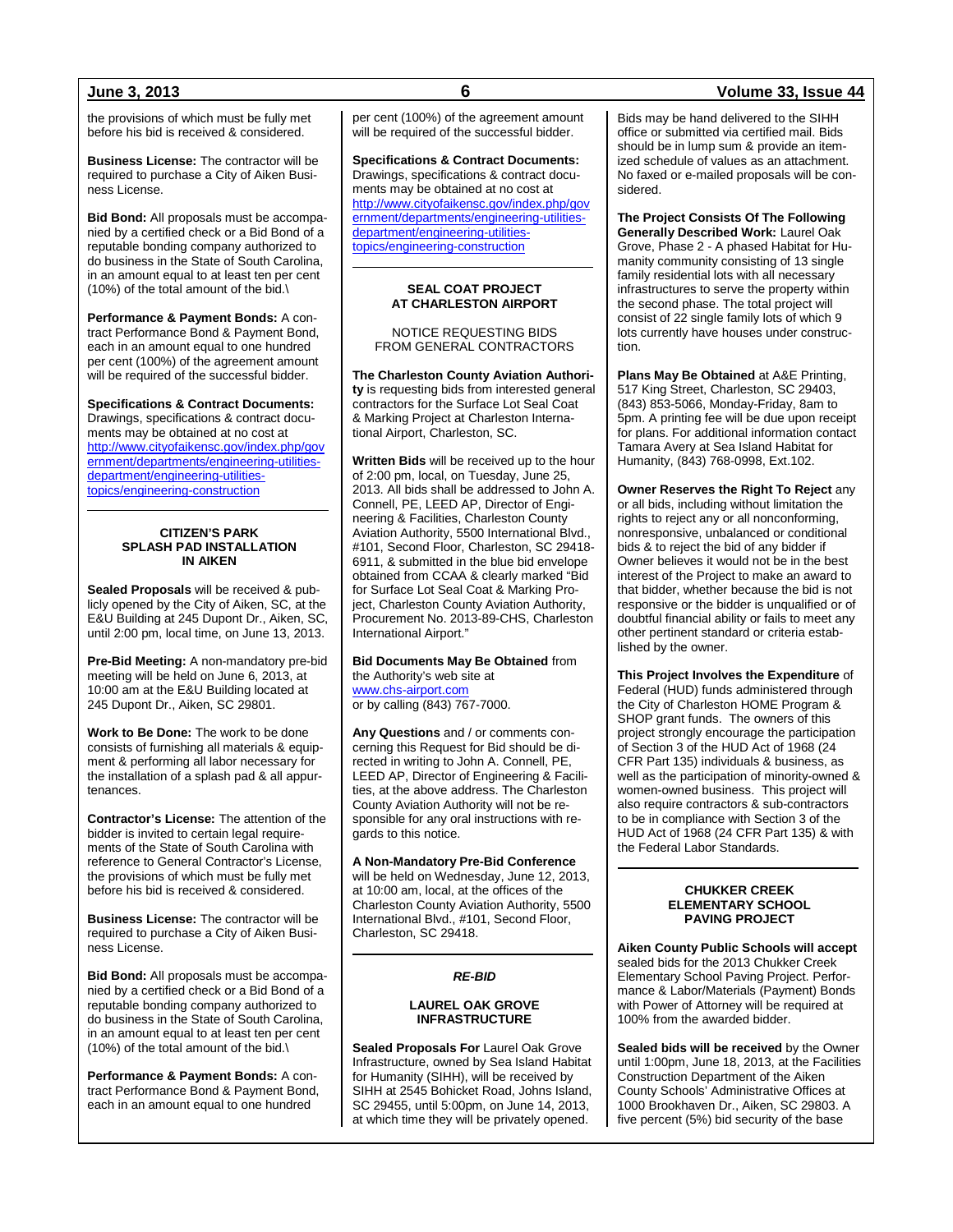the provisions of which must be fully met before his bid is received & considered.

**Business License:** The contractor will be required to purchase a City of Aiken Business License.

**Bid Bond:** All proposals must be accompanied by a certified check or a Bid Bond of a reputable bonding company authorized to do business in the State of South Carolina, in an amount equal to at least ten per cent (10%) of the total amount of the bid.\

**Performance & Payment Bonds:** A contract Performance Bond & Payment Bond, each in an amount equal to one hundred per cent (100%) of the agreement amount will be required of the successful bidder.

**Specifications & Contract Documents:** Drawings, specifications & contract documents may be obtained at no cost at http://www.cityofaikensc.gov/index.php/government/departments/engineering-utilities-department/engineering-utilities-topics/engineering-construction

---

### CITIZEN'S PARK SPLASH PAD INSTALLATION IN AIKEN

**Sealed Proposals** will be received & publicly opened by the City of Aiken, SC, at the E&U Building at 245 Dupont Dr., Aiken, SC, until 2:00 pm, local time, on June 13, 2013.

**Pre-Bid Meeting:** A non-mandatory pre-bid meeting will be held on June 6, 2013, at 10:00 am at the E&U Building located at 245 Dupont Dr., Aiken, SC 29801.

**Work to Be Done:** The work to be done consists of furnishing all materials & equipment & performing all labor necessary for the installation of a splash pad & all appurtenances.

**Contractor's License:** The attention of the bidder is invited to certain legal requirements of the State of South Carolina with reference to General Contractor's License, the provisions of which must be fully met before his bid is received & considered.

**Business License:** The contractor will be required to purchase a City of Aiken Business License.

**Bid Bond:** All proposals must be accompanied by a certified check or a Bid Bond of a reputable bonding company authorized to do business in the State of South Carolina, in an amount equal to at least ten per cent (10%) of the total amount of the bid.\

**Performance & Payment Bonds:** A contract Performance Bond & Payment Bond, each in an amount equal to one hundred per cent (100%) of the agreement amount will be required of the successful bidder.

**Specifications & Contract Documents:** Drawings, specifications & contract documents may be obtained at no cost at http://www.cityofaikensc.gov/index.php/government/departments/engineering-utilities-department/engineering-utilities-topics/engineering-construction

---

### SEAL COAT PROJECT AT CHARLESTON AIRPORT

NOTICE REQUESTING BIDS FROM GENERAL CONTRACTORS

**The Charleston County Aviation Authority** is requesting bids from interested general contractors for the Surface Lot Seal Coat & Marking Project at Charleston International Airport, Charleston, SC.

**Written Bids** will be received up to the hour of 2:00 pm, local, on Tuesday, June 25, 2013. All bids shall be addressed to John A. Connell, PE, LEED AP, Director of Engineering & Facilities, Charleston County Aviation Authority, 5500 International Blvd., #101, Second Floor, Charleston, SC 29418-6911, & submitted in the blue bid envelope obtained from CCAA & clearly marked "Bid for Surface Lot Seal Coat & Marking Project, Charleston County Aviation Authority, Procurement No. 2013-89-CHS, Charleston International Airport."

**Bid Documents May Be Obtained** from the Authority's web site at www.chs-airport.com or by calling (843) 767-7000.

**Any Questions** and / or comments concerning this Request for Bid should be directed in writing to John A. Connell, PE, LEED AP, Director of Engineering & Facilities, at the above address. The Charleston County Aviation Authority will not be responsible for any oral instructions with regards to this notice.

**A Non-Mandatory Pre-Bid Conference** will be held on Wednesday, June 12, 2013, at 10:00 am, local, at the offices of the Charleston County Aviation Authority, 5500 International Blvd., #101, Second Floor, Charleston, SC 29418.

---

***RE-BID***

### LAUREL OAK GROVE INFRASTRUCTURE

**Sealed Proposals For** Laurel Oak Grove Infrastructure, owned by Sea Island Habitat for Humanity (SIHH), will be received by SIHH at 2545 Bohicket Road, Johns Island, SC 29455, until 5:00pm, on June 14, 2013, at which time they will be privately opened. Bids may be hand delivered to the SIHH office or submitted via certified mail. Bids should be in lump sum & provide an itemized schedule of values as an attachment. No faxed or e-mailed proposals will be considered.

**The Project Consists Of The Following Generally Described Work:** Laurel Oak Grove, Phase 2 - A phased Habitat for Humanity community consisting of 13 single family residential lots with all necessary infrastructures to serve the property within the second phase. The total project will consist of 22 single family lots of which 9 lots currently have houses under construction.

**Plans May Be Obtained** at A&E Printing, 517 King Street, Charleston, SC 29403, (843) 853-5066, Monday-Friday, 8am to 5pm. A printing fee will be due upon receipt for plans. For additional information contact Tamara Avery at Sea Island Habitat for Humanity, (843) 768-0998, Ext.102.

**Owner Reserves the Right To Reject** any or all bids, including without limitation the rights to reject any or all nonconforming, nonresponsive, unbalanced or conditional bids & to reject the bid of any bidder if Owner believes it would not be in the best interest of the Project to make an award to that bidder, whether because the bid is not responsive or the bidder is unqualified or of doubtful financial ability or fails to meet any other pertinent standard or criteria established by the owner.

**This Project Involves the Expenditure** of Federal (HUD) funds administered through the City of Charleston HOME Program & SHOP grant funds. The owners of this project strongly encourage the participation of Section 3 of the HUD Act of 1968 (24 CFR Part 135) individuals & business, as well as the participation of minority-owned & women-owned business. This project will also require contractors & sub-contractors to be in compliance with Section 3 of the HUD Act of 1968 (24 CFR Part 135) & with the Federal Labor Standards.

---

### CHUKKER CREEK ELEMENTARY SCHOOL PAVING PROJECT

**Aiken County Public Schools will accept** sealed bids for the 2013 Chukker Creek Elementary School Paving Project. Performance & Labor/Materials (Payment) Bonds with Power of Attorney will be required at 100% from the awarded bidder.

**Sealed bids will be received** by the Owner until 1:00pm, June 18, 2013, at the Facilities Construction Department of the Aiken County Schools' Administrative Offices at 1000 Brookhaven Dr., Aiken, SC 29803. A five percent (5%) bid security of the base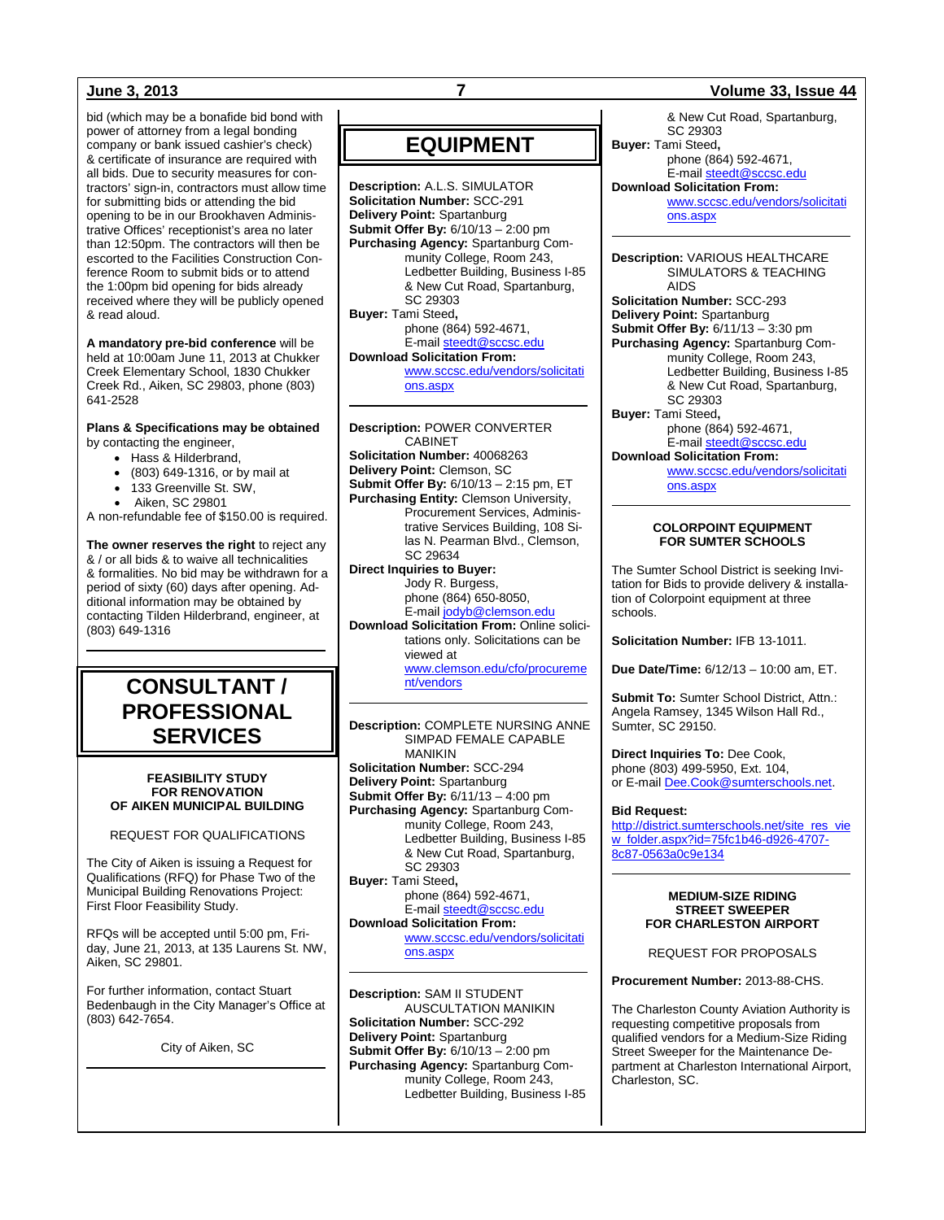bid (which may be a bonafide bid bond with power of attorney from a legal bonding company or bank issued cashier's check) & certificate of insurance are required with all bids. Due to security measures for contractors' sign-in, contractors must allow time for submitting bids or attending the bid opening to be in our Brookhaven Administrative Offices' receptionist's area no later than 12:50pm. The contractors will then be escorted to the Facilities Construction Conference Room to submit bids or to attend the 1:00pm bid opening for bids already received where they will be publicly opened & read aloud.

**A mandatory pre-bid conference** will be held at 10:00am June 11, 2013 at Chukker Creek Elementary School, 1830 Chukker Creek Rd., Aiken, SC 29803, phone (803) 641-2528

**Plans & Specifications may be obtained** by contacting the engineer,

- Hass & Hilderbrand,
- (803) 649-1316, or by mail at
- 133 Greenville St. SW,
- Aiken, SC 29801

A non-refundable fee of $150.00 is required.

**The owner reserves the right** to reject any & / or all bids & to waive all technicalities & formalities. No bid may be withdrawn for a period of sixty (60) days after opening. Additional information may be obtained by contacting Tilden Hilderbrand, engineer, at (803) 649-1316

---

# CONSULTANT / PROFESSIONAL SERVICES

### FEASIBILITY STUDY FOR RENOVATION OF AIKEN MUNICIPAL BUILDING

REQUEST FOR QUALIFICATIONS

The City of Aiken is issuing a Request for Qualifications (RFQ) for Phase Two of the Municipal Building Renovations Project: First Floor Feasibility Study.

RFQs will be accepted until 5:00 pm, Friday, June 21, 2013, at 135 Laurens St. NW, Aiken, SC 29801.

For further information, contact Stuart Bedenbaugh in the City Manager's Office at (803) 642-7654.

City of Aiken, SC

---

# EQUIPMENT

**Description:** A.L.S. SIMULATOR
**Solicitation Number:** SCC-291
**Delivery Point:** Spartanburg
**Submit Offer By:** 6/10/13 – 2:00 pm
**Purchasing Agency:** Spartanburg Community College, Room 243, Ledbetter Building, Business I-85 & New Cut Road, Spartanburg, SC 29303
**Buyer:** Tami Steed**,** phone (864) 592-4671, E-mail steedt@sccsc.edu
**Download Solicitation From:** www.sccsc.edu/vendors/solicitations.aspx

---

**Description:** POWER CONVERTER CABINET
**Solicitation Number:** 40068263
**Delivery Point:** Clemson, SC
**Submit Offer By:** 6/10/13 – 2:15 pm, ET
**Purchasing Entity:** Clemson University, Procurement Services, Administrative Services Building, 108 Silas N. Pearman Blvd., Clemson, SC 29634
**Direct Inquiries to Buyer:** Jody R. Burgess, phone (864) 650-8050, E-mail jodyb@clemson.edu
**Download Solicitation From:** Online solicitations only. Solicitations can be viewed at www.clemson.edu/cfo/procurement/vendors

---

**Description:** COMPLETE NURSING ANNE SIMPAD FEMALE CAPABLE MANIKIN
**Solicitation Number:** SCC-294
**Delivery Point:** Spartanburg
**Submit Offer By:** 6/11/13 – 4:00 pm
**Purchasing Agency:** Spartanburg Community College, Room 243, Ledbetter Building, Business I-85 & New Cut Road, Spartanburg, SC 29303
**Buyer:** Tami Steed**,** phone (864) 592-4671, E-mail steedt@sccsc.edu
**Download Solicitation From:** www.sccsc.edu/vendors/solicitations.aspx

---

**Description:** SAM II STUDENT AUSCULTATION MANIKIN
**Solicitation Number:** SCC-292
**Delivery Point:** Spartanburg
**Submit Offer By:** 6/10/13 – 2:00 pm
**Purchasing Agency:** Spartanburg Community College, Room 243, Ledbetter Building, Business I-85 & New Cut Road, Spartanburg, SC 29303
**Buyer:** Tami Steed**,** phone (864) 592-4671, E-mail steedt@sccsc.edu
**Download Solicitation From:** www.sccsc.edu/vendors/solicitations.aspx

---

**Description:** VARIOUS HEALTHCARE SIMULATORS & TEACHING AIDS
**Solicitation Number:** SCC-293
**Delivery Point:** Spartanburg
**Submit Offer By:** 6/11/13 – 3:30 pm
**Purchasing Agency:** Spartanburg Community College, Room 243, Ledbetter Building, Business I-85 & New Cut Road, Spartanburg, SC 29303
**Buyer:** Tami Steed**,** phone (864) 592-4671, E-mail steedt@sccsc.edu
**Download Solicitation From:** www.sccsc.edu/vendors/solicitations.aspx

---

### COLORPOINT EQUIPMENT FOR SUMTER SCHOOLS

The Sumter School District is seeking Invitation for Bids to provide delivery & installation of Colorpoint equipment at three schools.

**Solicitation Number:** IFB 13-1011.

**Due Date/Time:** 6/12/13 – 10:00 am, ET.

**Submit To:** Sumter School District, Attn.: Angela Ramsey, 1345 Wilson Hall Rd., Sumter, SC 29150.

**Direct Inquiries To:** Dee Cook, phone (803) 499-5950, Ext. 104, or E-mail Dee.Cook@sumterschools.net.

**Bid Request:** http://district.sumterschools.net/site_res_view_folder.aspx?id=75fc1b46-d926-4707-8c87-0563a0c9e134

---

### MEDIUM-SIZE RIDING STREET SWEEPER FOR CHARLESTON AIRPORT

REQUEST FOR PROPOSALS

**Procurement Number:** 2013-88-CHS.

The Charleston County Aviation Authority is requesting competitive proposals from qualified vendors for a Medium-Size Riding Street Sweeper for the Maintenance Department at Charleston International Airport, Charleston, SC.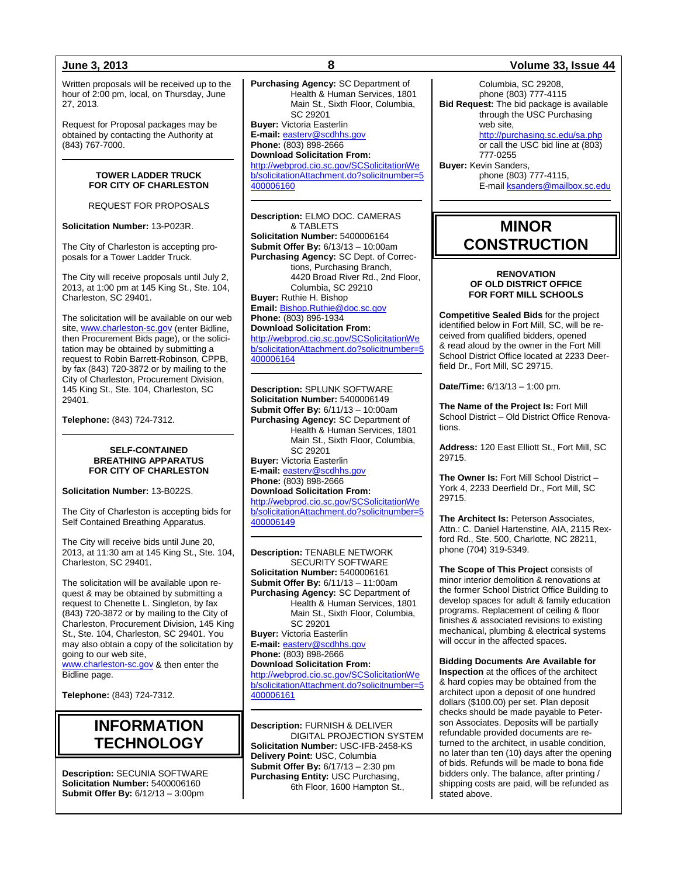Written proposals will be received up to the hour of 2:00 pm, local, on Thursday, June 27, 2013.

Request for Proposal packages may be obtained by contacting the Authority at (843) 767-7000.

---

**TOWER LADDER TRUCK FOR CITY OF CHARLESTON**

REQUEST FOR PROPOSALS

**Solicitation Number:** 13-P023R.

The City of Charleston is accepting proposals for a Tower Ladder Truck.

The City will receive proposals until July 2, 2013, at 1:00 pm at 145 King St., Ste. 104, Charleston, SC 29401.

The solicitation will be available on our web site, www.charleston-sc.gov (enter Bidline, then Procurement Bids page), or the solicitation may be obtained by submitting a request to Robin Barrett-Robinson, CPPB, by fax (843) 720-3872 or by mailing to the City of Charleston, Procurement Division, 145 King St., Ste. 104, Charleston, SC 29401.

**Telephone:** (843) 724-7312.

---

**SELF-CONTAINED BREATHING APPARATUS FOR CITY OF CHARLESTON**

**Solicitation Number:** 13-B022S.

The City of Charleston is accepting bids for Self Contained Breathing Apparatus.

The City will receive bids until June 20, 2013, at 11:30 am at 145 King St., Ste. 104, Charleston, SC 29401.

The solicitation will be available upon request & may be obtained by submitting a request to Chenette L. Singleton, by fax (843) 720-3872 or by mailing to the City of Charleston, Procurement Division, 145 King St., Ste. 104, Charleston, SC 29401. You may also obtain a copy of the solicitation by going to our web site, www.charleston-sc.gov & then enter the Bidline page.

**Telephone:** (843) 724-7312.

# INFORMATION TECHNOLOGY

**Description:** SECUNIA SOFTWARE
**Solicitation Number:** 5400006160
**Submit Offer By:** 6/12/13 – 3:00pm
**Purchasing Agency:** SC Department of Health & Human Services, 1801 Main St., Sixth Floor, Columbia, SC 29201
**Buyer:** Victoria Easterlin
**E-mail:** easterv@scdhhs.gov
**Phone:** (803) 898-2666
**Download Solicitation From:**
http://webprod.cio.sc.gov/SCSolicitationWeb/solicitationAttachment.do?solicitnumber=5400006160

---

**Description:** ELMO DOC. CAMERAS & TABLETS
**Solicitation Number:** 5400006164
**Submit Offer By:** 6/13/13 – 10:00am
**Purchasing Agency:** SC Dept. of Corrections, Purchasing Branch, 4420 Broad River Rd., 2nd Floor, Columbia, SC 29210
**Buyer:** Ruthie H. Bishop
**Email:** Bishop.Ruthie@doc.sc.gov
**Phone:** (803) 896-1934
**Download Solicitation From:**
http://webprod.cio.sc.gov/SCSolicitationWeb/solicitationAttachment.do?solicitnumber=5400006164

---

**Description:** SPLUNK SOFTWARE
**Solicitation Number:** 5400006149
**Submit Offer By:** 6/11/13 – 10:00am
**Purchasing Agency:** SC Department of Health & Human Services, 1801 Main St., Sixth Floor, Columbia, SC 29201
**Buyer:** Victoria Easterlin
**E-mail:** easterv@scdhhs.gov
**Phone:** (803) 898-2666
**Download Solicitation From:**
http://webprod.cio.sc.gov/SCSolicitationWeb/solicitationAttachment.do?solicitnumber=5400006149

---

**Description:** TENABLE NETWORK SECURITY SOFTWARE
**Solicitation Number:** 5400006161
**Submit Offer By:** 6/11/13 – 11:00am
**Purchasing Agency:** SC Department of Health & Human Services, 1801 Main St., Sixth Floor, Columbia, SC 29201
**Buyer:** Victoria Easterlin
**E-mail:** easterv@scdhhs.gov
**Phone:** (803) 898-2666
**Download Solicitation From:**
http://webprod.cio.sc.gov/SCSolicitationWeb/solicitationAttachment.do?solicitnumber=5400006161

---

**Description:** FURNISH & DELIVER DIGITAL PROJECTION SYSTEM
**Solicitation Number:** USC-IFB-2458-KS
**Delivery Point:** USC, Columbia
**Submit Offer By:** 6/17/13 – 2:30 pm
**Purchasing Entity:** USC Purchasing, 6th Floor, 1600 Hampton St., Columbia, SC 29208, phone (803) 777-4115
**Bid Request:** The bid package is available through the USC Purchasing web site, http://purchasing.sc.edu/sa.php or call the USC bid line at (803) 777-0255
**Buyer:** Kevin Sanders, phone (803) 777-4115, E-mail ksanders@mailbox.sc.edu

# MINOR CONSTRUCTION

**RENOVATION OF OLD DISTRICT OFFICE FOR FORT MILL SCHOOLS**

**Competitive Sealed Bids** for the project identified below in Fort Mill, SC, will be received from qualified bidders, opened & read aloud by the owner in the Fort Mill School District Office located at 2233 Deerfield Dr., Fort Mill, SC 29715.

**Date/Time:** 6/13/13 – 1:00 pm.

**The Name of the Project Is:** Fort Mill School District – Old District Office Renovations.

**Address:** 120 East Elliott St., Fort Mill, SC 29715.

**The Owner Is:** Fort Mill School District – York 4, 2233 Deerfield Dr., Fort Mill, SC 29715.

**The Architect Is:** Peterson Associates, Attn.: C. Daniel Hartenstine, AIA, 2115 Rexford Rd., Ste. 500, Charlotte, NC 28211, phone (704) 319-5349.

**The Scope of This Project** consists of minor interior demolition & renovations at the former School District Office Building to develop spaces for adult & family education programs. Replacement of ceiling & floor finishes & associated revisions to existing mechanical, plumbing & electrical systems will occur in the affected spaces.

**Bidding Documents Are Available for Inspection** at the offices of the architect & hard copies may be obtained from the architect upon a deposit of one hundred dollars ($100.00) per set. Plan deposit checks should be made payable to Peterson Associates. Deposits will be partially refundable provided documents are returned to the architect, in usable condition, no later than ten (10) days after the opening of bids. Refunds will be made to bona fide bidders only. The balance, after printing / shipping costs are paid, will be refunded as stated above.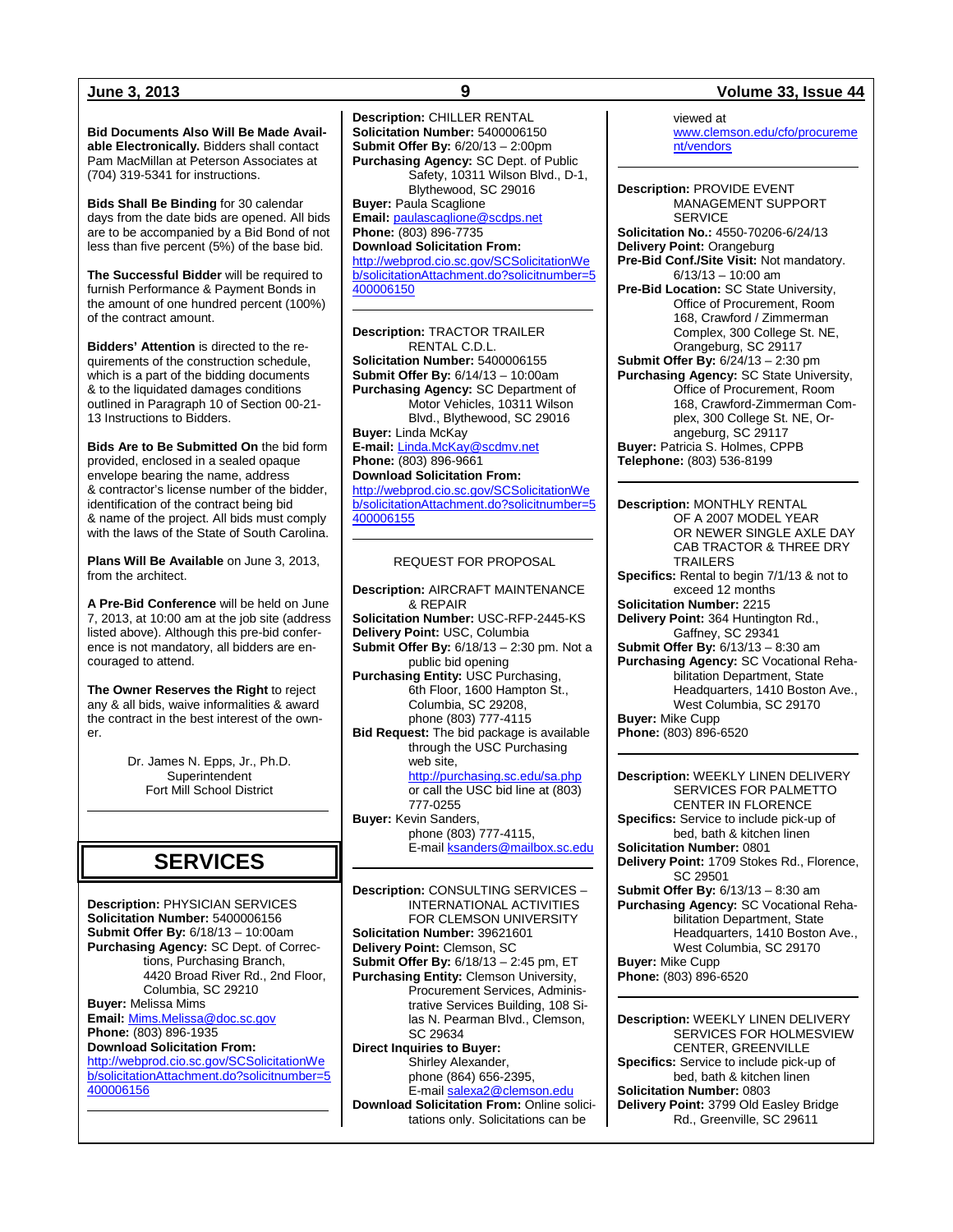**Bid Documents Also Will Be Made Available Electronically.** Bidders shall contact Pam MacMillan at Peterson Associates at (704) 319-5341 for instructions.

**Bids Shall Be Binding** for 30 calendar days from the date bids are opened. All bids are to be accompanied by a Bid Bond of not less than five percent (5%) of the base bid.

**The Successful Bidder** will be required to furnish Performance & Payment Bonds in the amount of one hundred percent (100%) of the contract amount.

**Bidders' Attention** is directed to the requirements of the construction schedule, which is a part of the bidding documents & to the liquidated damages conditions outlined in Paragraph 10 of Section 00-21-13 Instructions to Bidders.

**Bids Are to Be Submitted On** the bid form provided, enclosed in a sealed opaque envelope bearing the name, address & contractor's license number of the bidder, identification of the contract being bid & name of the project. All bids must comply with the laws of the State of South Carolina.

**Plans Will Be Available** on June 3, 2013, from the architect.

**A Pre-Bid Conference** will be held on June 7, 2013, at 10:00 am at the job site (address listed above). Although this pre-bid conference is not mandatory, all bidders are encouraged to attend.

**The Owner Reserves the Right** to reject any & all bids, waive informalities & award the contract in the best interest of the owner.

Dr. James N. Epps, Jr., Ph.D.
Superintendent
Fort Mill School District

---

# SERVICES

**Description:** PHYSICIAN SERVICES
**Solicitation Number:** 5400006156
**Submit Offer By:** 6/18/13 – 10:00am
**Purchasing Agency:** SC Dept. of Corrections, Purchasing Branch, 4420 Broad River Rd., 2nd Floor, Columbia, SC 29210
**Buyer:** Melissa Mims
**Email:** Mims.Melissa@doc.sc.gov
**Phone:** (803) 896-1935
**Download Solicitation From:**
http://webprod.cio.sc.gov/SCSolicitationWeb/solicitationAttachment.do?solicitnumber=5400006156

---

**Description:** CHILLER RENTAL
**Solicitation Number:** 5400006150
**Submit Offer By:** 6/20/13 – 2:00pm
**Purchasing Agency:** SC Dept. of Public Safety, 10311 Wilson Blvd., D-1, Blythewood, SC 29016
**Buyer:** Paula Scaglione
**Email:** paulascaglione@scdps.net
**Phone:** (803) 896-7735
**Download Solicitation From:**
http://webprod.cio.sc.gov/SCSolicitationWeb/solicitationAttachment.do?solicitnumber=5400006150

---

**Description:** TRACTOR TRAILER RENTAL C.D.L.
**Solicitation Number:** 5400006155
**Submit Offer By:** 6/14/13 – 10:00am
**Purchasing Agency:** SC Department of Motor Vehicles, 10311 Wilson Blvd., Blythewood, SC 29016
**Buyer:** Linda McKay
**E-mail:** Linda.McKay@scdmv.net
**Phone:** (803) 896-9661
**Download Solicitation From:**
http://webprod.cio.sc.gov/SCSolicitationWeb/solicitationAttachment.do?solicitnumber=5400006155

---

REQUEST FOR PROPOSAL

**Description:** AIRCRAFT MAINTENANCE & REPAIR
**Solicitation Number:** USC-RFP-2445-KS
**Delivery Point:** USC, Columbia
**Submit Offer By:** 6/18/13 – 2:30 pm. Not a public bid opening
**Purchasing Entity:** USC Purchasing, 6th Floor, 1600 Hampton St., Columbia, SC 29208, phone (803) 777-4115
**Bid Request:** The bid package is available through the USC Purchasing web site, http://purchasing.sc.edu/sa.php or call the USC bid line at (803) 777-0255
**Buyer:** Kevin Sanders, phone (803) 777-4115, E-mail ksanders@mailbox.sc.edu

---

**Description:** CONSULTING SERVICES – INTERNATIONAL ACTIVITIES FOR CLEMSON UNIVERSITY
**Solicitation Number:** 39621601
**Delivery Point:** Clemson, SC
**Submit Offer By:** 6/18/13 – 2:45 pm, ET
**Purchasing Entity:** Clemson University, Procurement Services, Administrative Services Building, 108 Silas N. Pearman Blvd., Clemson, SC 29634
**Direct Inquiries to Buyer:** Shirley Alexander, phone (864) 656-2395, E-mail salexa2@clemson.edu
**Download Solicitation From:** Online solicitations only. Solicitations can be viewed at www.clemson.edu/cfo/procurement/vendors

---

**Description:** PROVIDE EVENT MANAGEMENT SUPPORT SERVICE
**Solicitation No.:** 4550-70206-6/24/13
**Delivery Point:** Orangeburg
**Pre-Bid Conf./Site Visit:** Not mandatory. 6/13/13 – 10:00 am
**Pre-Bid Location:** SC State University, Office of Procurement, Room 168, Crawford / Zimmerman Complex, 300 College St. NE, Orangeburg, SC 29117
**Submit Offer By:** 6/24/13 – 2:30 pm
**Purchasing Agency:** SC State University, Office of Procurement, Room 168, Crawford-Zimmerman Complex, 300 College St. NE, Orangeburg, SC 29117
**Buyer:** Patricia S. Holmes, CPPB
**Telephone:** (803) 536-8199

---

**Description:** MONTHLY RENTAL OF A 2007 MODEL YEAR OR NEWER SINGLE AXLE DAY CAB TRACTOR & THREE DRY TRAILERS
**Specifics:** Rental to begin 7/1/13 & not to exceed 12 months
**Solicitation Number:** 2215
**Delivery Point:** 364 Huntington Rd., Gaffney, SC 29341
**Submit Offer By:** 6/13/13 – 8:30 am
**Purchasing Agency:** SC Vocational Rehabilitation Department, State Headquarters, 1410 Boston Ave., West Columbia, SC 29170
**Buyer:** Mike Cupp
**Phone:** (803) 896-6520

---

**Description:** WEEKLY LINEN DELIVERY SERVICES FOR PALMETTO CENTER IN FLORENCE
**Specifics:** Service to include pick-up of bed, bath & kitchen linen
**Solicitation Number:** 0801
**Delivery Point:** 1709 Stokes Rd., Florence, SC 29501
**Submit Offer By:** 6/13/13 – 8:30 am
**Purchasing Agency:** SC Vocational Rehabilitation Department, State Headquarters, 1410 Boston Ave., West Columbia, SC 29170
**Buyer:** Mike Cupp
**Phone:** (803) 896-6520

---

**Description:** WEEKLY LINEN DELIVERY SERVICES FOR HOLMESVIEW CENTER, GREENVILLE
**Specifics:** Service to include pick-up of bed, bath & kitchen linen
**Solicitation Number:** 0803
**Delivery Point:** 3799 Old Easley Bridge Rd., Greenville, SC 29611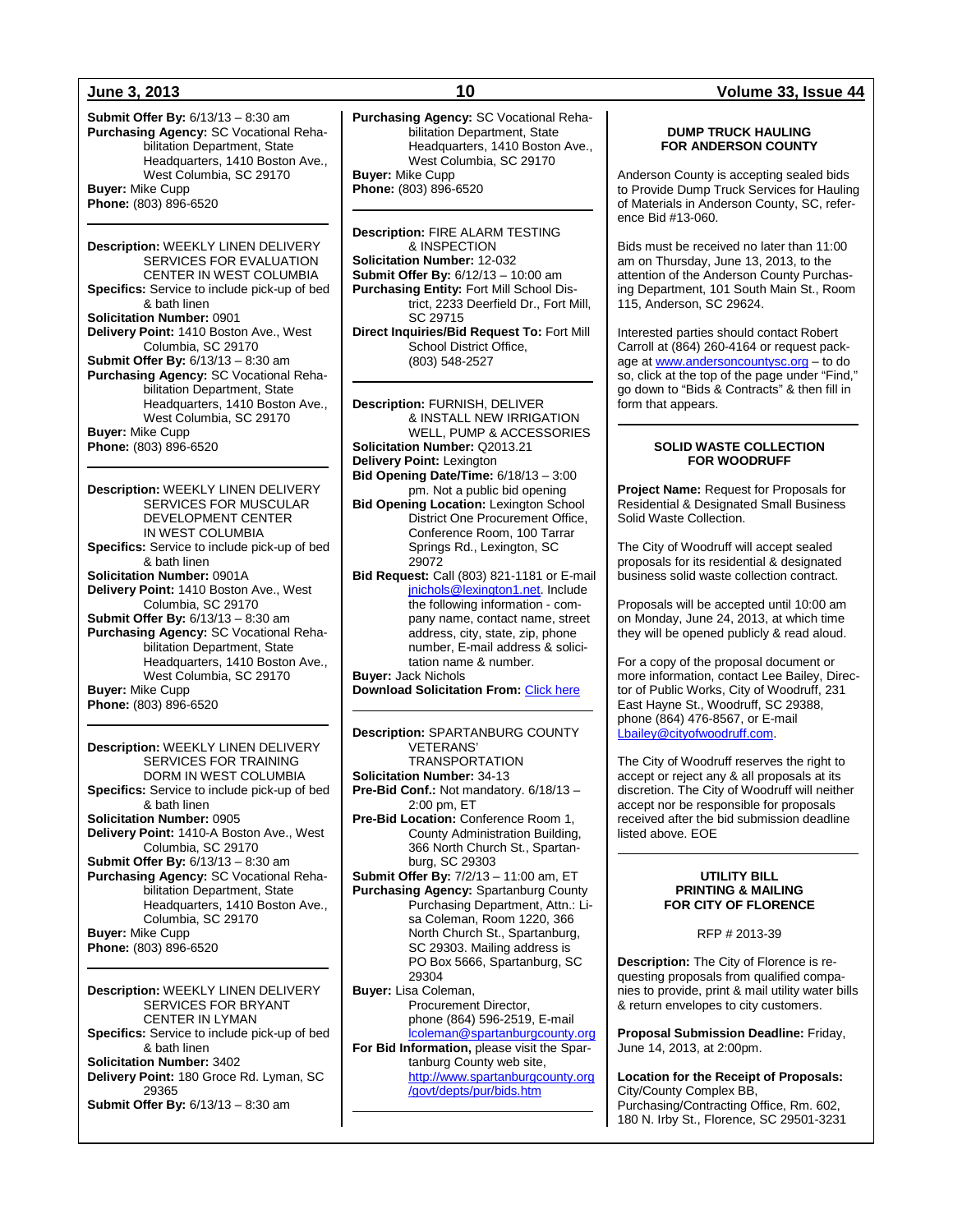**Submit Offer By:** 6/13/13 – 8:30 am
**Purchasing Agency:** SC Vocational Rehabilitation Department, State Headquarters, 1410 Boston Ave., West Columbia, SC 29170
**Buyer:** Mike Cupp
**Phone:** (803) 896-6520

---

**Description:** WEEKLY LINEN DELIVERY SERVICES FOR EVALUATION CENTER IN WEST COLUMBIA
**Specifics:** Service to include pick-up of bed & bath linen
**Solicitation Number:** 0901
**Delivery Point:** 1410 Boston Ave., West Columbia, SC 29170
**Submit Offer By:** 6/13/13 – 8:30 am
**Purchasing Agency:** SC Vocational Rehabilitation Department, State Headquarters, 1410 Boston Ave., West Columbia, SC 29170
**Buyer:** Mike Cupp
**Phone:** (803) 896-6520

---

**Description:** WEEKLY LINEN DELIVERY SERVICES FOR MUSCULAR DEVELOPMENT CENTER IN WEST COLUMBIA
**Specifics:** Service to include pick-up of bed & bath linen
**Solicitation Number:** 0901A
**Delivery Point:** 1410 Boston Ave., West Columbia, SC 29170
**Submit Offer By:** 6/13/13 – 8:30 am
**Purchasing Agency:** SC Vocational Rehabilitation Department, State Headquarters, 1410 Boston Ave., West Columbia, SC 29170
**Buyer:** Mike Cupp
**Phone:** (803) 896-6520

---

**Description:** WEEKLY LINEN DELIVERY SERVICES FOR TRAINING DORM IN WEST COLUMBIA
**Specifics:** Service to include pick-up of bed & bath linen
**Solicitation Number:** 0905
**Delivery Point:** 1410-A Boston Ave., West Columbia, SC 29170
**Submit Offer By:** 6/13/13 – 8:30 am
**Purchasing Agency:** SC Vocational Rehabilitation Department, State Headquarters, 1410 Boston Ave., West Columbia, SC 29170
**Buyer:** Mike Cupp
**Phone:** (803) 896-6520

---

**Description:** WEEKLY LINEN DELIVERY SERVICES FOR BRYANT CENTER IN LYMAN
**Specifics:** Service to include pick-up of bed & bath linen
**Solicitation Number:** 3402
**Delivery Point:** 180 Groce Rd. Lyman, SC 29365
**Submit Offer By:** 6/13/13 – 8:30 am
**Purchasing Agency:** SC Vocational Rehabilitation Department, State Headquarters, 1410 Boston Ave., West Columbia, SC 29170
**Buyer:** Mike Cupp
**Phone:** (803) 896-6520

---

**Description:** FIRE ALARM TESTING & INSPECTION
**Solicitation Number:** 12-032
**Submit Offer By:** 6/12/13 – 10:00 am
**Purchasing Entity:** Fort Mill School District, 2233 Deerfield Dr., Fort Mill, SC 29715
**Direct Inquiries/Bid Request To:** Fort Mill School District Office, (803) 548-2527

---

**Description:** FURNISH, DELIVER & INSTALL NEW IRRIGATION WELL, PUMP & ACCESSORIES
**Solicitation Number:** Q2013.21
**Delivery Point:** Lexington
**Bid Opening Date/Time:** 6/18/13 – 3:00 pm. Not a public bid opening
**Bid Opening Location:** Lexington School District One Procurement Office, Conference Room, 100 Tarrar Springs Rd., Lexington, SC 29072
**Bid Request:** Call (803) 821-1181 or E-mail jnichols@lexington1.net. Include the following information - company name, contact name, street address, city, state, zip, phone number, E-mail address & solicitation name & number.
**Buyer:** Jack Nichols
**Download Solicitation From:** Click here

---

**Description:** SPARTANBURG COUNTY VETERANS' TRANSPORTATION
**Solicitation Number:** 34-13
**Pre-Bid Conf.:** Not mandatory. 6/18/13 – 2:00 pm, ET
**Pre-Bid Location:** Conference Room 1, County Administration Building, 366 North Church St., Spartanburg, SC 29303
**Submit Offer By:** 7/2/13 – 11:00 am, ET
**Purchasing Agency:** Spartanburg County Purchasing Department, Attn.: Lisa Coleman, Room 1220, 366 North Church St., Spartanburg, SC 29303. Mailing address is PO Box 5666, Spartanburg, SC 29304
**Buyer:** Lisa Coleman, Procurement Director, phone (864) 596-2519, E-mail lcoleman@spartanburgcounty.org
**For Bid Information,** please visit the Spartanburg County web site, http://www.spartanburgcounty.org/govt/depts/pur/bids.htm

---

### DUMP TRUCK HAULING FOR ANDERSON COUNTY

Anderson County is accepting sealed bids to Provide Dump Truck Services for Hauling of Materials in Anderson County, SC, reference Bid #13-060.

Bids must be received no later than 11:00 am on Thursday, June 13, 2013, to the attention of the Anderson County Purchasing Department, 101 South Main St., Room 115, Anderson, SC 29624.

Interested parties should contact Robert Carroll at (864) 260-4164 or request package at www.andersoncountysc.org – to do so, click at the top of the page under "Find," go down to "Bids & Contracts" & then fill in form that appears.

---

### SOLID WASTE COLLECTION FOR WOODRUFF

**Project Name:** Request for Proposals for Residential & Designated Small Business Solid Waste Collection.

The City of Woodruff will accept sealed proposals for its residential & designated business solid waste collection contract.

Proposals will be accepted until 10:00 am on Monday, June 24, 2013, at which time they will be opened publicly & read aloud.

For a copy of the proposal document or more information, contact Lee Bailey, Director of Public Works, City of Woodruff, 231 East Hayne St., Woodruff, SC 29388, phone (864) 476-8567, or E-mail Lbailey@cityofwoodruff.com.

The City of Woodruff reserves the right to accept or reject any & all proposals at its discretion. The City of Woodruff will neither accept nor be responsible for proposals received after the bid submission deadline listed above. EOE

---

### UTILITY BILL PRINTING & MAILING FOR CITY OF FLORENCE

RFP # 2013-39

**Description:** The City of Florence is requesting proposals from qualified companies to provide, print & mail utility water bills & return envelopes to city customers.

**Proposal Submission Deadline:** Friday, June 14, 2013, at 2:00pm.

**Location for the Receipt of Proposals:** City/County Complex BB, Purchasing/Contracting Office, Rm. 602, 180 N. Irby St., Florence, SC 29501-3231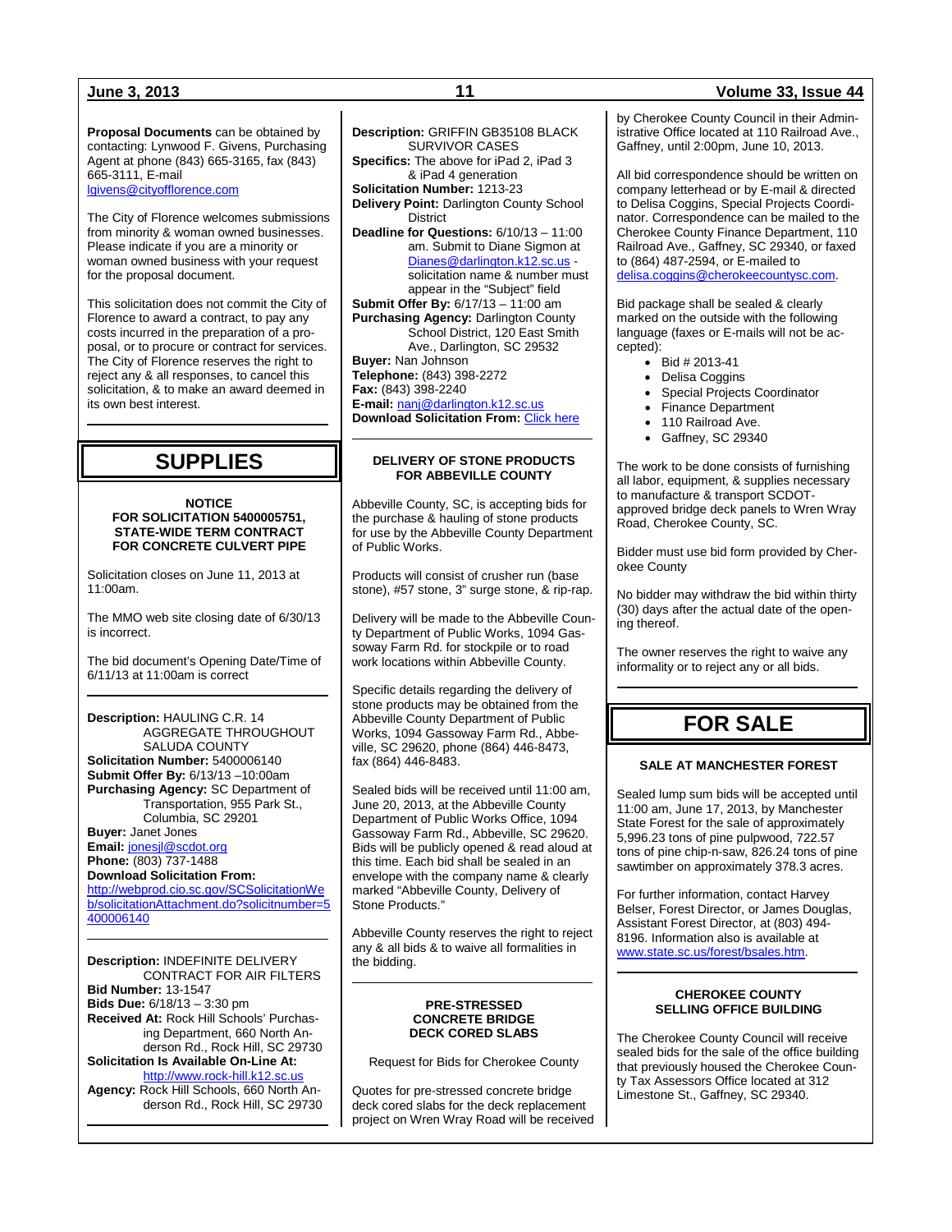**Proposal Documents** can be obtained by contacting: Lynwood F. Givens, Purchasing Agent at phone (843) 665-3165, fax (843) 665-3111, E-mail lgivens@cityofflorence.com

The City of Florence welcomes submissions from minority & woman owned businesses. Please indicate if you are a minority or woman owned business with your request for the proposal document.

This solicitation does not commit the City of Florence to award a contract, to pay any costs incurred in the preparation of a proposal, or to procure or contract for services. The City of Florence reserves the right to reject any & all responses, to cancel this solicitation, & to make an award deemed in its own best interest.

# SUPPLIES

### NOTICE FOR SOLICITATION 5400005751, STATE-WIDE TERM CONTRACT FOR CONCRETE CULVERT PIPE

Solicitation closes on June 11, 2013 at 11:00am.

The MMO web site closing date of 6/30/13 is incorrect.

The bid document's Opening Date/Time of 6/11/13 at 11:00am is correct

**Description:** HAULING C.R. 14 AGGREGATE THROUGHOUT SALUDA COUNTY
**Solicitation Number:** 5400006140
**Submit Offer By:** 6/13/13 –10:00am
**Purchasing Agency:** SC Department of Transportation, 955 Park St., Columbia, SC 29201
**Buyer:** Janet Jones
**Email:** jonesjl@scdot.org
**Phone:** (803) 737-1488
**Download Solicitation From:** http://webprod.cio.sc.gov/SCSolicitationWeb/solicitationAttachment.do?solicitnumber=5400006140

**Description:** INDEFINITE DELIVERY CONTRACT FOR AIR FILTERS
**Bid Number:** 13-1547
**Bids Due:** 6/18/13 – 3:30 pm
**Received At:** Rock Hill Schools' Purchasing Department, 660 North Anderson Rd., Rock Hill, SC 29730
**Solicitation Is Available On-Line At:** http://www.rock-hill.k12.sc.us
**Agency:** Rock Hill Schools, 660 North Anderson Rd., Rock Hill, SC 29730

**Description:** GRIFFIN GB35108 BLACK SURVIVOR CASES
**Specifics:** The above for iPad 2, iPad 3 & iPad 4 generation
**Solicitation Number:** 1213-23
**Delivery Point:** Darlington County School District
**Deadline for Questions:** 6/10/13 – 11:00 am. Submit to Diane Sigmon at Dianes@darlington.k12.sc.us - solicitation name & number must appear in the "Subject" field
**Submit Offer By:** 6/17/13 – 11:00 am
**Purchasing Agency:** Darlington County School District, 120 East Smith Ave., Darlington, SC 29532
**Buyer:** Nan Johnson
**Telephone:** (843) 398-2272
**Fax:** (843) 398-2240
**E-mail:** nanj@darlington.k12.sc.us
**Download Solicitation From:** Click here

### DELIVERY OF STONE PRODUCTS FOR ABBEVILLE COUNTY

Abbeville County, SC, is accepting bids for the purchase & hauling of stone products for use by the Abbeville County Department of Public Works.

Products will consist of crusher run (base stone), #57 stone, 3" surge stone, & rip-rap.

Delivery will be made to the Abbeville County Department of Public Works, 1094 Gassoway Farm Rd. for stockpile or to road work locations within Abbeville County.

Specific details regarding the delivery of stone products may be obtained from the Abbeville County Department of Public Works, 1094 Gassoway Farm Rd., Abbeville, SC 29620, phone (864) 446-8473, fax (864) 446-8483.

Sealed bids will be received until 11:00 am, June 20, 2013, at the Abbeville County Department of Public Works Office, 1094 Gassoway Farm Rd., Abbeville, SC 29620. Bids will be publicly opened & read aloud at this time. Each bid shall be sealed in an envelope with the company name & clearly marked "Abbeville County, Delivery of Stone Products."

Abbeville County reserves the right to reject any & all bids & to waive all formalities in the bidding.

### PRE-STRESSED CONCRETE BRIDGE DECK CORED SLABS

Request for Bids for Cherokee County

Quotes for pre-stressed concrete bridge deck cored slabs for the deck replacement project on Wren Wray Road will be received by Cherokee County Council in their Administrative Office located at 110 Railroad Ave., Gaffney, until 2:00pm, June 10, 2013.

All bid correspondence should be written on company letterhead or by E-mail & directed to Delisa Coggins, Special Projects Coordinator. Correspondence can be mailed to the Cherokee County Finance Department, 110 Railroad Ave., Gaffney, SC 29340, or faxed to (864) 487-2594, or E-mailed to delisa.coggins@cherokeecountysc.com.

Bid package shall be sealed & clearly marked on the outside with the following language (faxes or E-mails will not be accepted):

- Bid # 2013-41
- Delisa Coggins
- Special Projects Coordinator
- Finance Department
- 110 Railroad Ave.
- Gaffney, SC 29340

The work to be done consists of furnishing all labor, equipment, & supplies necessary to manufacture & transport SCDOT-approved bridge deck panels to Wren Wray Road, Cherokee County, SC.

Bidder must use bid form provided by Cherokee County

No bidder may withdraw the bid within thirty (30) days after the actual date of the opening thereof.

The owner reserves the right to waive any informality or to reject any or all bids.

# FOR SALE

### SALE AT MANCHESTER FOREST

Sealed lump sum bids will be accepted until 11:00 am, June 17, 2013, by Manchester State Forest for the sale of approximately 5,996.23 tons of pine pulpwood, 722.57 tons of pine chip-n-saw, 826.24 tons of pine sawtimber on approximately 378.3 acres.

For further information, contact Harvey Belser, Forest Director, or James Douglas, Assistant Forest Director, at (803) 494-8196. Information also is available at www.state.sc.us/forest/bsales.htm.

### CHEROKEE COUNTY SELLING OFFICE BUILDING

The Cherokee County Council will receive sealed bids for the sale of the office building that previously housed the Cherokee County Tax Assessors Office located at 312 Limestone St., Gaffney, SC 29340.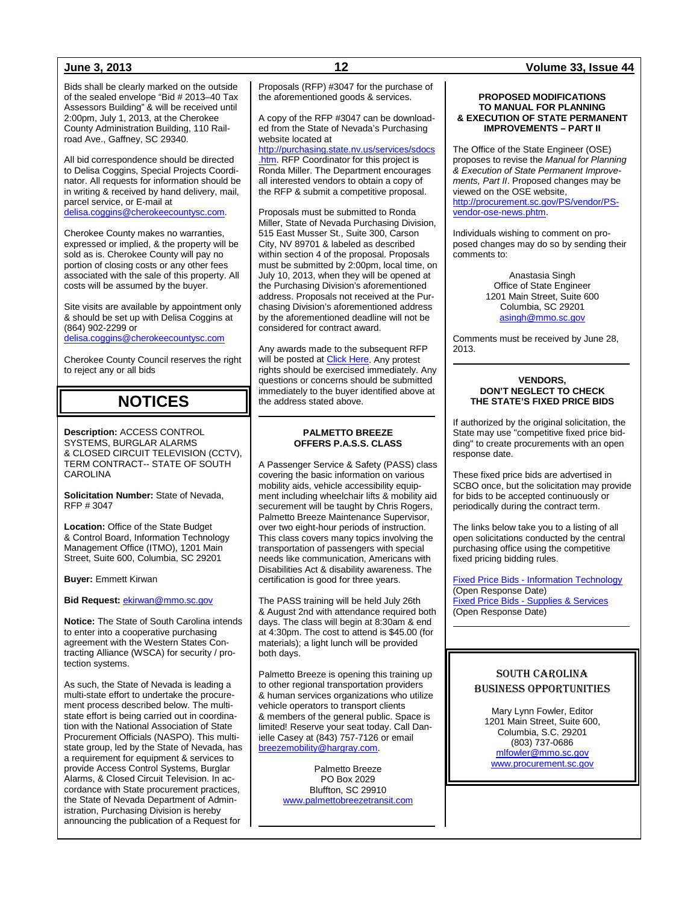Bids shall be clearly marked on the outside of the sealed envelope "Bid # 2013–40 Tax Assessors Building" & will be received until 2:00pm, July 1, 2013, at the Cherokee County Administration Building, 110 Railroad Ave., Gaffney, SC 29340.

All bid correspondence should be directed to Delisa Coggins, Special Projects Coordinator. All requests for information should be in writing & received by hand delivery, mail, parcel service, or E-mail at delisa.coggins@cherokeecountysc.com.

Cherokee County makes no warranties, expressed or implied, & the property will be sold as is. Cherokee County will pay no portion of closing costs or any other fees associated with the sale of this property. All costs will be assumed by the buyer.

Site visits are available by appointment only & should be set up with Delisa Coggins at (864) 902-2299 or delisa.coggins@cherokeecountysc.com

Cherokee County Council reserves the right to reject any or all bids

# NOTICES

**Description:** ACCESS CONTROL SYSTEMS, BURGLAR ALARMS & CLOSED CIRCUIT TELEVISION (CCTV), TERM CONTRACT-- STATE OF SOUTH CAROLINA

**Solicitation Number:** State of Nevada, RFP # 3047

**Location:** Office of the State Budget & Control Board, Information Technology Management Office (ITMO), 1201 Main Street, Suite 600, Columbia, SC 29201

**Buyer:** Emmett Kirwan

**Bid Request:** ekirwan@mmo.sc.gov

**Notice:** The State of South Carolina intends to enter into a cooperative purchasing agreement with the Western States Contracting Alliance (WSCA) for security / protection systems.

As such, the State of Nevada is leading a multi-state effort to undertake the procurement process described below. The multi-state effort is being carried out in coordination with the National Association of State Procurement Officials (NASPO). This multi-state group, led by the State of Nevada, has a requirement for equipment & services to provide Access Control Systems, Burglar Alarms, & Closed Circuit Television. In accordance with State procurement practices, the State of Nevada Department of Administration, Purchasing Division is hereby announcing the publication of a Request for Proposals (RFP) #3047 for the purchase of the aforementioned goods & services.

A copy of the RFP #3047 can be downloaded from the State of Nevada's Purchasing website located at http://purchasing.state.nv.us/services/sdocs.htm. RFP Coordinator for this project is Ronda Miller. The Department encourages all interested vendors to obtain a copy of the RFP & submit a competitive proposal.

Proposals must be submitted to Ronda Miller, State of Nevada Purchasing Division, 515 East Musser St., Suite 300, Carson City, NV 89701 & labeled as described within section 4 of the proposal. Proposals must be submitted by 2:00pm, local time, on July 10, 2013, when they will be opened at the Purchasing Division's aforementioned address. Proposals not received at the Purchasing Division's aforementioned address by the aforementioned deadline will not be considered for contract award.

Any awards made to the subsequent RFP will be posted at Click Here. Any protest rights should be exercised immediately. Any questions or concerns should be submitted immediately to the buyer identified above at the address stated above.

### PALMETTO BREEZE OFFERS P.A.S.S. CLASS

A Passenger Service & Safety (PASS) class covering the basic information on various mobility aids, vehicle accessibility equipment including wheelchair lifts & mobility aid securement will be taught by Chris Rogers, Palmetto Breeze Maintenance Supervisor, over two eight-hour periods of instruction. This class covers many topics involving the transportation of passengers with special needs like communication, Americans with Disabilities Act & disability awareness. The certification is good for three years.

The PASS training will be held July 26th & August 2nd with attendance required both days. The class will begin at 8:30am & end at 4:30pm. The cost to attend is $45.00 (for materials); a light lunch will be provided both days.

Palmetto Breeze is opening this training up to other regional transportation providers & human services organizations who utilize vehicle operators to transport clients & members of the general public. Space is limited! Reserve your seat today. Call Danielle Casey at (843) 757-7126 or email breezemobility@hargray.com.

Palmetto Breeze
PO Box 2029
Bluffton, SC 29910
www.palmettobreezetransit.com

### PROPOSED MODIFICATIONS TO MANUAL FOR PLANNING & EXECUTION OF STATE PERMANENT IMPROVEMENTS – PART II

The Office of the State Engineer (OSE) proposes to revise the *Manual for Planning & Execution of State Permanent Improvements, Part II*. Proposed changes may be viewed on the OSE website, http://procurement.sc.gov/PS/vendor/PS-vendor-ose-news.phtm.

Individuals wishing to comment on proposed changes may do so by sending their comments to:

Anastasia Singh
Office of State Engineer
1201 Main Street, Suite 600
Columbia, SC 29201
asingh@mmo.sc.gov

Comments must be received by June 28, 2013.

### VENDORS, DON'T NEGLECT TO CHECK THE STATE'S FIXED PRICE BIDS

If authorized by the original solicitation, the State may use "competitive fixed price bidding" to create procurements with an open response date.

These fixed price bids are advertised in SCBO once, but the solicitation may provide for bids to be accepted continuously or periodically during the contract term.

The links below take you to a listing of all open solicitations conducted by the central purchasing office using the competitive fixed pricing bidding rules.

Fixed Price Bids - Information Technology (Open Response Date)
Fixed Price Bids - Supplies & Services (Open Response Date)

### SOUTH CAROLINA BUSINESS OPPORTUNITIES

Mary Lynn Fowler, Editor
1201 Main Street, Suite 600,
Columbia, S.C. 29201
(803) 737-0686
mlfowler@mmo.sc.gov
www.procurement.sc.gov